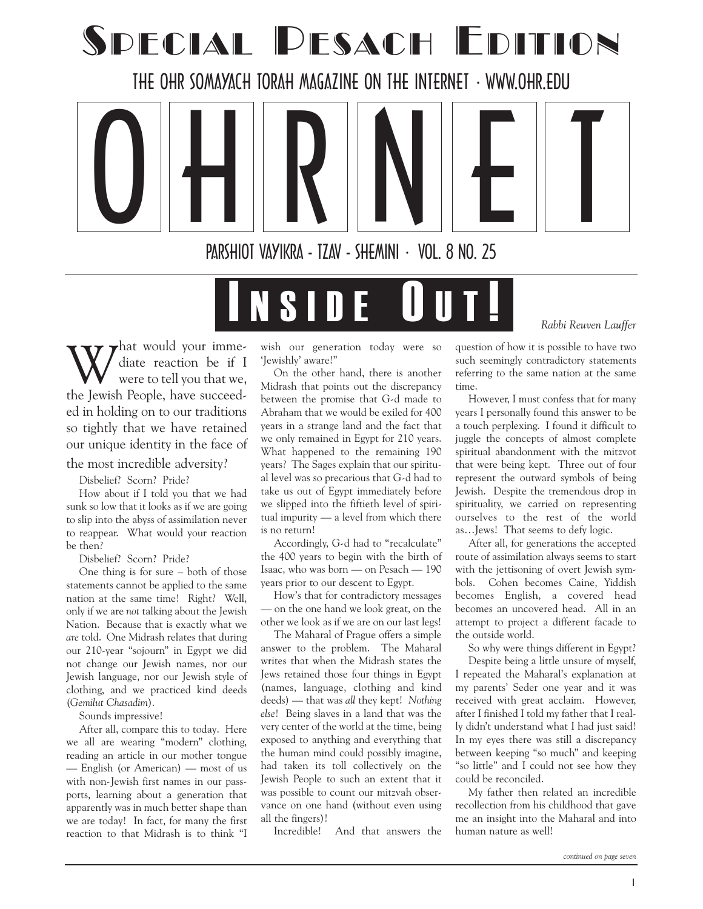# Special Pesach Edition

THE OHR SOMAYACH TORAH MAGAZINE ON THE INTERNET · WWW.OHR.EDU

# OHRNET

PARSHIOT VAYIKRA - TZAV - SHEMINI · VOL. 8 NO. 25

## Inside Out!

*Rabbi Reuven Lauffer*

What would your immediate reaction be if I were to tell you that we, the Jewish People, have succeeded in holding on to our traditions so tightly that we have retained our unique identity in the face of the most incredible adversity?

Disbelief? Scorn? Pride?

How about if I told you that we had sunk so low that it looks as if we are going to slip into the abyss of assimilation never to reappear. What would your reaction be then?

Disbelief? Scorn? Pride?

One thing is for sure – both of those statements cannot be applied to the same nation at the same time! Right? Well, only if we are *not* talking about the Jewish Nation. Because that is exactly what we *are* told. One Midrash relates that during our 210-year "sojourn" in Egypt we did not change our Jewish names, nor our Jewish language, nor our Jewish style of clothing, and we practiced kind deeds (*Gemilut Chasadim*).

Sounds impressive!

After all, compare this to today. Here we all are wearing "modern" clothing, reading an article in our mother tongue — English (or American) — most of us with non-Jewish first names in our passports, learning about a generation that apparently was in much better shape than we are today! In fact, for many the first reaction to that Midrash is to think "I wish our generation today were so 'Jewishly' aware!"

On the other hand, there is another Midrash that points out the discrepancy between the promise that G-d made to Abraham that we would be exiled for 400 years in a strange land and the fact that we only remained in Egypt for 210 years. What happened to the remaining 190 years? The Sages explain that our spiritual level was so precarious that G-d had to take us out of Egypt immediately before we slipped into the fiftieth level of spiritual impurity — a level from which there is no return!

Accordingly, G-d had to "recalculate" the 400 years to begin with the birth of Isaac, who was born — on Pesach — 190 years prior to our descent to Egypt.

How's that for contradictory messages — on the one hand we look great, on the other we look as if we are on our last legs!

The Maharal of Prague offers a simple answer to the problem. The Maharal writes that when the Midrash states the Jews retained those four things in Egypt (names, language, clothing and kind deeds) — that was *all* they kept! *Nothing else!* Being slaves in a land that was the very center of the world at the time, being exposed to anything and everything that the human mind could possibly imagine, had taken its toll collectively on the Jewish People to such an extent that it was possible to count our mitzvah observance on one hand (without even using all the fingers)!

Incredible! And that answers the question of how it is possible to have two such seemingly contradictory statements referring to the same nation at the same time.

However, I must confess that for many years I personally found this answer to be a touch perplexing. I found it difficult to juggle the concepts of almost complete spiritual abandonment with the mitzvot that were being kept. Three out of four represent the outward symbols of being Jewish. Despite the tremendous drop in spirituality, we carried on representing ourselves to the rest of the world as…Jews! That seems to defy logic.

After all, for generations the accepted route of assimilation always seems to start with the jettisoning of overt Jewish symbols. Cohen becomes Caine, Yiddish becomes English, a covered head becomes an uncovered head. All in an attempt to project a different facade to the outside world.

So why were things different in Egypt?

Despite being a little unsure of myself, I repeated the Maharal's explanation at my parents' Seder one year and it was received with great acclaim. However, after I finished I told my father that I really didn't understand what I had just said! In my eyes there was still a discrepancy between keeping "so much" and keeping "so little" and I could not see how they could be reconciled.

My father then related an incredible recollection from his childhood that gave me an insight into the Maharal and into human nature as well!

*continued on page seven*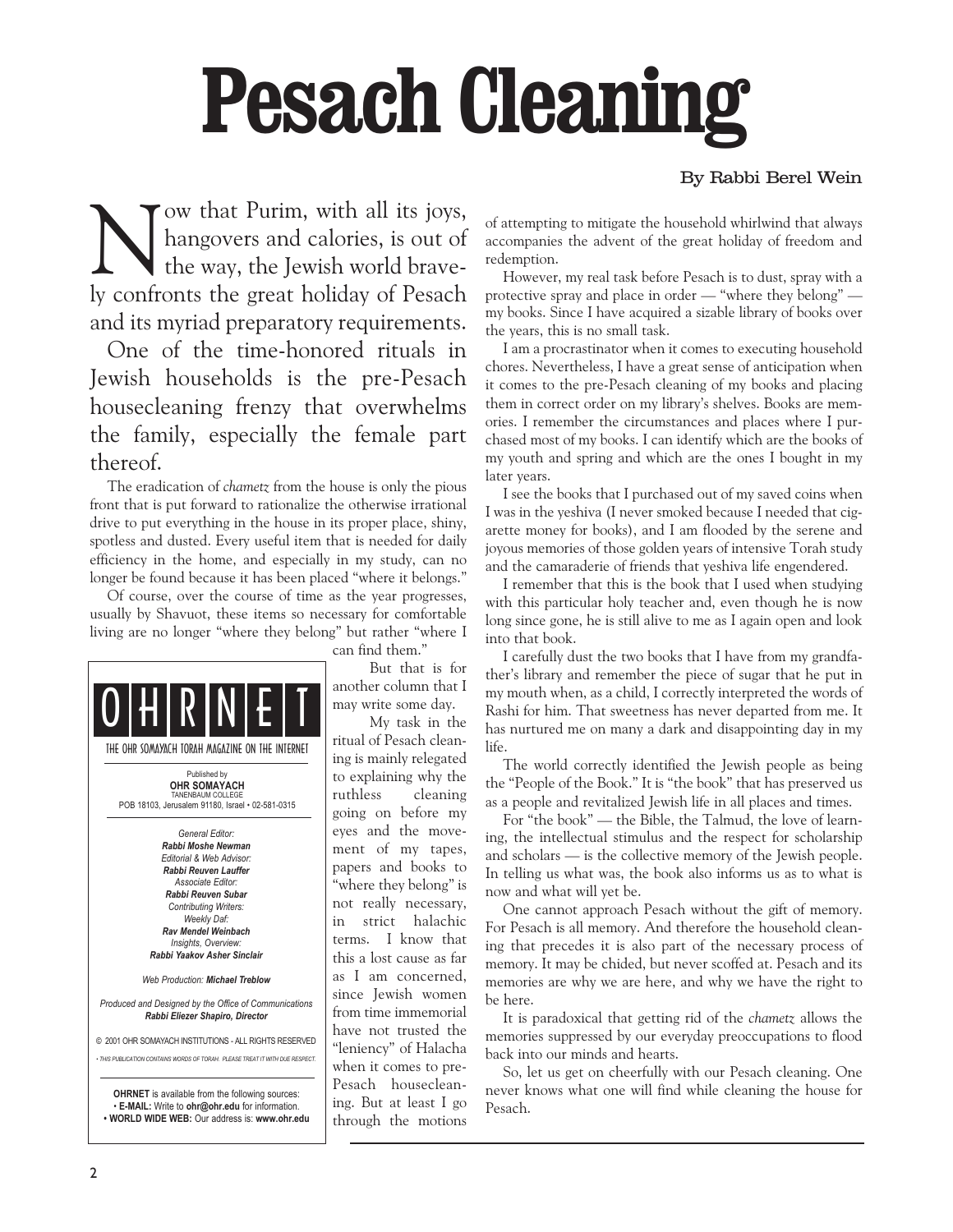# Pesach Cleaning

By Rabbi Berel Wein

Now that Purim, with all its joys, hangovers and calories, is out of the way, the Jewish world bravely confronts the great holiday of Pesach and its myriad preparatory requirements.

One of the time-honored rituals in Jewish households is the pre-Pesach housecleaning frenzy that overwhelms the family, especially the female part thereof.

The eradication of *chametz* from the house is only the pious front that is put forward to rationalize the otherwise irrational drive to put everything in the house in its proper place, shiny, spotless and dusted. Every useful item that is needed for daily efficiency in the home, and especially in my study, can no longer be found because it has been placed "where it belongs."

Of course, over the course of time as the year progresses, usually by Shavuot, these items so necessary for comfortable living are no longer "where they belong" but rather "where I can find them."

But that is for another column that I may write some day.

My task in the ritual of Pesach cleaning is mainly relegated to explaining why the ruthless cleaning going on before my eyes and the movement of my tapes, papers and books to "where they belong" is not really necessary, in strict halachic terms. I know that this a lost cause as far as I am concerned, since Jewish women from time immemorial have not trusted the "leniency" of Halacha when it comes to pre-Pesach housecleaning. But at least I go through the motions of attempting to mitigate the household whirlwind that always accompanies the advent of the great holiday of freedom and redemption.

However, my real task before Pesach is to dust, spray with a protective spray and place in order — "where they belong" — my books. Since I have acquired a sizable library of books over the years, this is no small task.

I am a procrastinator when it comes to executing household chores. Nevertheless, I have a great sense of anticipation when it comes to the pre-Pesach cleaning of my books and placing them in correct order on my library's shelves. Books are memories. I remember the circumstances and places where I purchased most of my books. I can identify which are the books of my youth and spring and which are the ones I bought in my later years.

I see the books that I purchased out of my saved coins when I was in the yeshiva (I never smoked because I needed that cigarette money for books), and I am flooded by the serene and joyous memories of those golden years of intensive Torah study and the camaraderie of friends that yeshiva life engendered.

I remember that this is the book that I used when studying with this particular holy teacher and, even though he is now long since gone, he is still alive to me as I again open and look into that book.

I carefully dust the two books that I have from my grandfather's library and remember the piece of sugar that he put in my mouth when, as a child, I correctly interpreted the words of Rashi for him. That sweetness has never departed from me. It has nurtured me on many a dark and disappointing day in my life.

The world correctly identified the Jewish people as being the "People of the Book." It is "the book" that has preserved us as a people and revitalized Jewish life in all places and times.

For "the book" — the Bible, the Talmud, the love of learning, the intellectual stimulus and the respect for scholarship and scholars — is the collective memory of the Jewish people. In telling us what was, the book also informs us as to what is now and what will yet be.

One cannot approach Pesach without the gift of memory. For Pesach is all memory. And therefore the household cleaning that precedes it is also part of the necessary process of memory. It may be chided, but never scoffed at. Pesach and its memories are why we are here, and why we have the right to be here.

It is paradoxical that getting rid of the *chametz* allows the memories suppressed by our everyday preoccupations to flood back into our minds and hearts.

So, let us get on cheerfully with our Pesach cleaning. One never knows what one will find while cleaning the house for Pesach.

---

**OHRNET**

THE OHR SOMAYACH TORAH MAGAZINE ON THE INTERNET

Published by
**OHR SOMAYACH**
TANENBAUM COLLEGE
POB 18103, Jerusalem 91180, Israel • 02-581-0315

*General Editor:*
***Rabbi Moshe Newman***
*Editorial & Web Advisor:*
***Rabbi Reuven Lauffer***
*Associate Editor:*
***Rabbi Reuven Subar***
*Contributing Writers:*
*Weekly Daf:*
***Rav Mendel Weinbach***
*Insights, Overview:*
***Rabbi Yaakov Asher Sinclair***

*Web Production:* ***Michael Treblow***

*Produced and Designed by the Office of Communications*
***Rabbi Eliezer Shapiro, Director***

© 2001 OHR SOMAYACH INSTITUTIONS - ALL RIGHTS RESERVED

*• THIS PUBLICATION CONTAINS WORDS OF TORAH. PLEASE TREAT IT WITH DUE RESPECT.*

**OHRNET** is available from the following sources:
• **E-MAIL:** Write to **ohr@ohr.edu** for information.
• **WORLD WIDE WEB:** Our address is: **www.ohr.edu**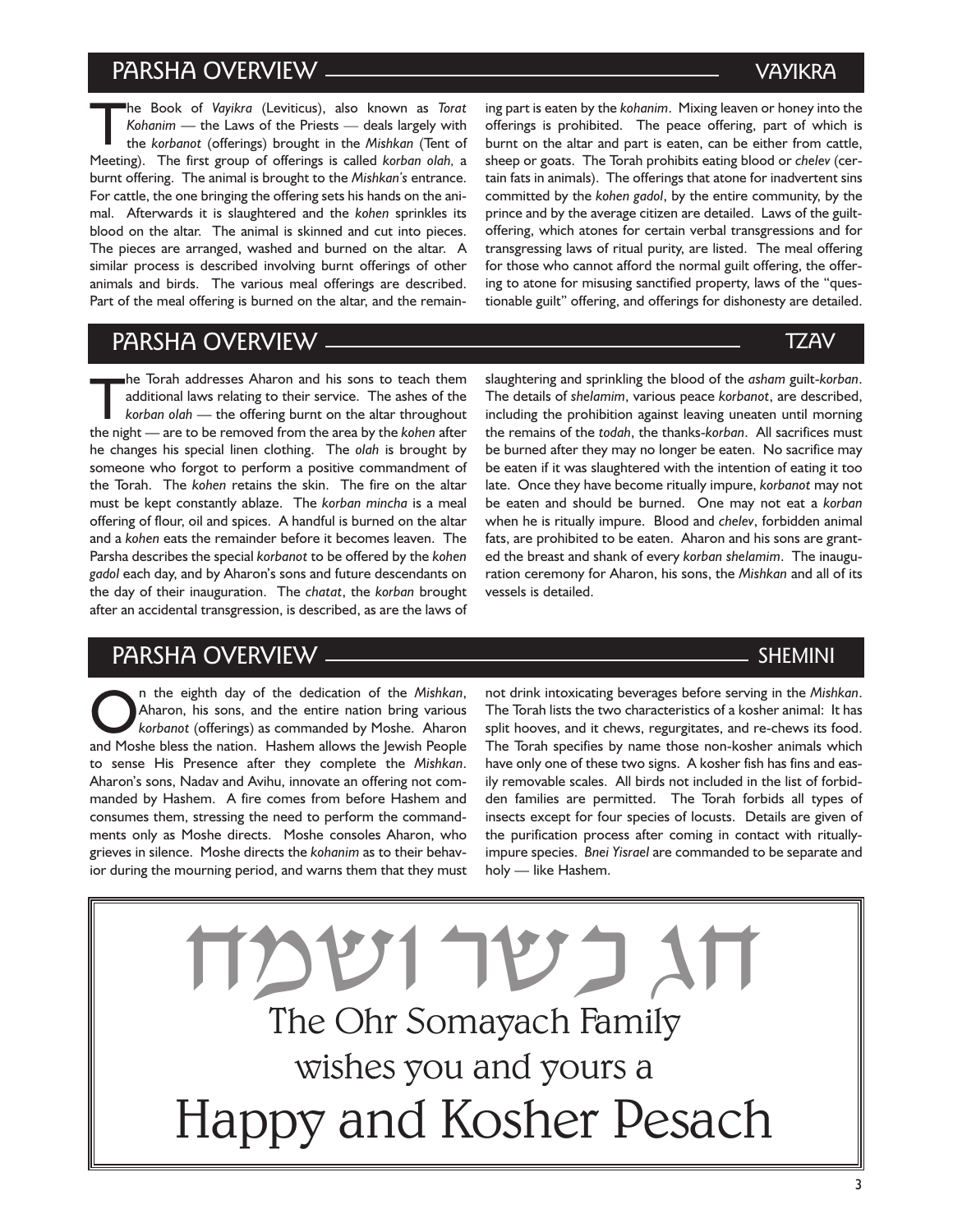## PARSHA OVERVIEW — VAYIKRA

The Book of *Vayikra* (Leviticus), also known as *Torat Kohanim* — the Laws of the Priests — deals largely with the *korbanot* (offerings) brought in the *Mishkan* (Tent of Meeting). The first group of offerings is called *korban olah,* a burnt offering. The animal is brought to the *Mishkan's* entrance. For cattle, the one bringing the offering sets his hands on the animal. Afterwards it is slaughtered and the *kohen* sprinkles its blood on the altar. The animal is skinned and cut into pieces. The pieces are arranged, washed and burned on the altar. A similar process is described involving burnt offerings of other animals and birds. The various meal offerings are described. Part of the meal offering is burned on the altar, and the remaining part is eaten by the *kohanim*. Mixing leaven or honey into the offerings is prohibited. The peace offering, part of which is burnt on the altar and part is eaten, can be either from cattle, sheep or goats. The Torah prohibits eating blood or *chelev* (certain fats in animals). The offerings that atone for inadvertent sins committed by the *kohen gadol*, by the entire community, by the prince and by the average citizen are detailed. Laws of the guilt-offering, which atones for certain verbal transgressions and for transgressing laws of ritual purity, are listed. The meal offering for those who cannot afford the normal guilt offering, the offering to atone for misusing sanctified property, laws of the "questionable guilt" offering, and offerings for dishonesty are detailed.

## PARSHA OVERVIEW — TZAV

The Torah addresses Aharon and his sons to teach them additional laws relating to their service. The ashes of the *korban olah* — the offering burnt on the altar throughout the night — are to be removed from the area by the *kohen* after he changes his special linen clothing. The *olah* is brought by someone who forgot to perform a positive commandment of the Torah. The *kohen* retains the skin. The fire on the altar must be kept constantly ablaze. The *korban mincha* is a meal offering of flour, oil and spices. A handful is burned on the altar and a *kohen* eats the remainder before it becomes leaven. The Parsha describes the special *korbanot* to be offered by the *kohen gadol* each day, and by Aharon's sons and future descendants on the day of their inauguration. The *chatat*, the *korban* brought after an accidental transgression, is described, as are the laws of slaughtering and sprinkling the blood of the *asham* guilt-*korban*. The details of *shelamim*, various peace *korbanot*, are described, including the prohibition against leaving uneaten until morning the remains of the *todah*, the thanks-*korban*. All sacrifices must be burned after they may no longer be eaten. No sacrifice may be eaten if it was slaughtered with the intention of eating it too late. Once they have become ritually impure, *korbanot* may not be eaten and should be burned. One may not eat a *korban* when he is ritually impure. Blood and *chelev*, forbidden animal fats, are prohibited to be eaten. Aharon and his sons are granted the breast and shank of every *korban shelamim*. The inauguration ceremony for Aharon, his sons, the *Mishkan* and all of its vessels is detailed.

## PARSHA OVERVIEW — SHEMINI

On the eighth day of the dedication of the *Mishkan*, Aharon, his sons, and the entire nation bring various *korbanot* (offerings) as commanded by Moshe. Aharon and Moshe bless the nation. Hashem allows the Jewish People to sense His Presence after they complete the *Mishkan*. Aharon's sons, Nadav and Avihu, innovate an offering not commanded by Hashem. A fire comes from before Hashem and consumes them, stressing the need to perform the commandments only as Moshe directs. Moshe consoles Aharon, who grieves in silence. Moshe directs the *kohanim* as to their behavior during the mourning period, and warns them that they must not drink intoxicating beverages before serving in the *Mishkan*. The Torah lists the two characteristics of a kosher animal: It has split hooves, and it chews, regurgitates, and re-chews its food. The Torah specifies by name those non-kosher animals which have only one of these two signs. A kosher fish has fins and easily removable scales. All birds not included in the list of forbidden families are permitted. The Torah forbids all types of insects except for four species of locusts. Details are given of the purification process after coming in contact with ritually-impure species. *Bnei Yisrael* are commanded to be separate and holy — like Hashem.

חג כשר ושמח

The Ohr Somayach Family
wishes you and yours a
Happy and Kosher Pesach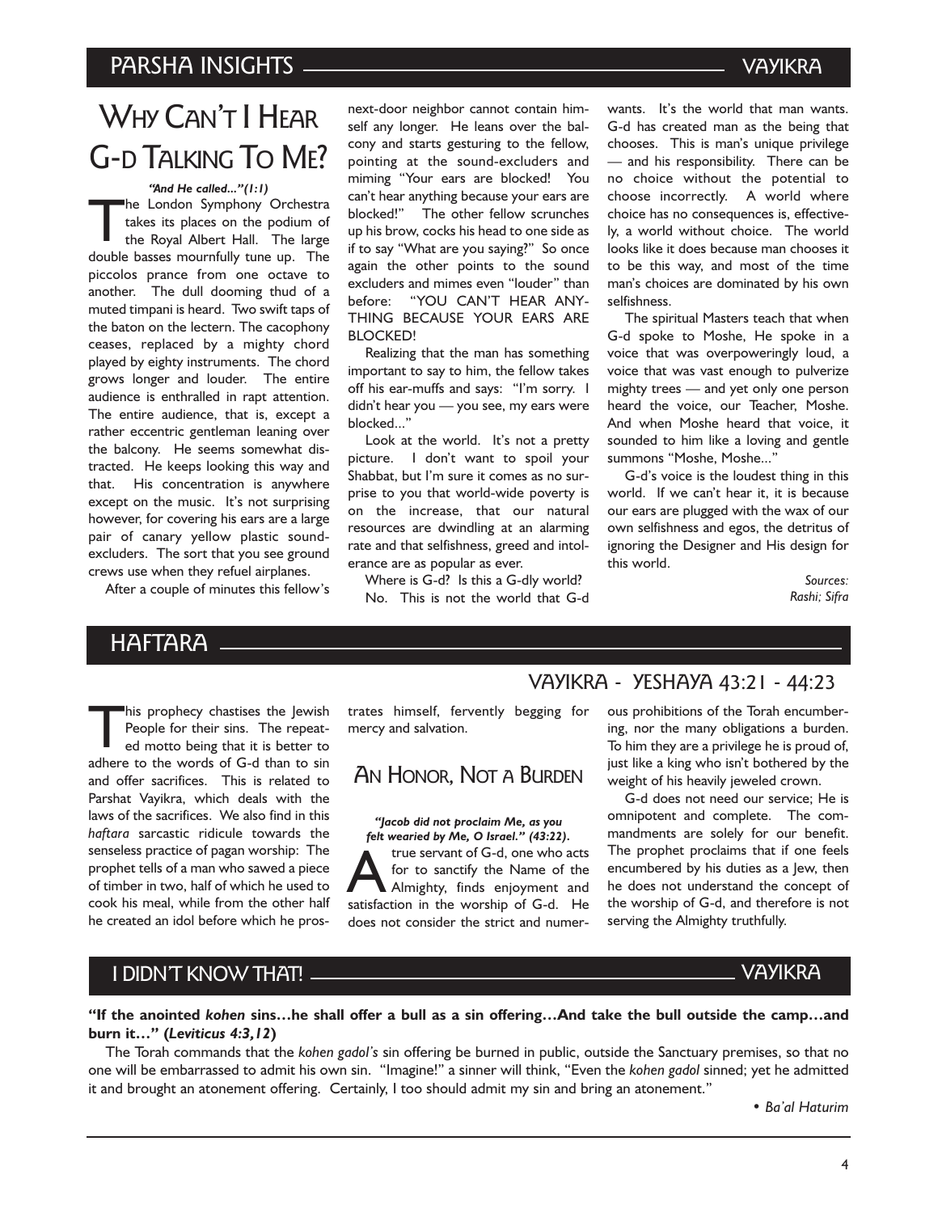## PARSHA INSIGHTS — VAYIKRA

# Why Can't I Hear G-d Talking To Me?

*"And He called..."(1:1)*

The London Symphony Orchestra takes its places on the podium of the Royal Albert Hall. The large double basses mournfully tune up. The piccolos prance from one octave to another. The dull dooming thud of a muted timpani is heard. Two swift taps of the baton on the lectern. The cacophony ceases, replaced by a mighty chord played by eighty instruments. The chord grows longer and louder. The entire audience is enthralled in rapt attention. The entire audience, that is, except a rather eccentric gentleman leaning over the balcony. He seems somewhat distracted. He keeps looking this way and that. His concentration is anywhere except on the music. It's not surprising however, for covering his ears are a large pair of canary yellow plastic sound-excluders. The sort that you see ground crews use when they refuel airplanes.

After a couple of minutes this fellow's next-door neighbor cannot contain himself any longer. He leans over the balcony and starts gesturing to the fellow, pointing at the sound-excluders and miming "Your ears are blocked! You can't hear anything because your ears are blocked!" The other fellow scrunches up his brow, cocks his head to one side as if to say "What are you saying?" So once again the other points to the sound excluders and mimes even "louder" than before: "YOU CAN'T HEAR ANYTHING BECAUSE YOUR EARS ARE BLOCKED!

Realizing that the man has something important to say to him, the fellow takes off his ear-muffs and says: "I'm sorry. I didn't hear you — you see, my ears were blocked..."

Look at the world. It's not a pretty picture. I don't want to spoil your Shabbat, but I'm sure it comes as no surprise to you that world-wide poverty is on the increase, that our natural resources are dwindling at an alarming rate and that selfishness, greed and intolerance are as popular as ever.

Where is G-d? Is this a G-dly world?

No. This is not the world that G-d wants. It's the world that man wants. G-d has created man as the being that chooses. This is man's unique privilege — and his responsibility. There can be no choice without the potential to choose incorrectly. A world where choice has no consequences is, effectively, a world without choice. The world looks like it does because man chooses it to be this way, and most of the time man's choices are dominated by his own selfishness.

The spiritual Masters teach that when G-d spoke to Moshe, He spoke in a voice that was overpoweringly loud, a voice that was vast enough to pulverize mighty trees — and yet only one person heard the voice, our Teacher, Moshe. And when Moshe heard that voice, it sounded to him like a loving and gentle summons "Moshe, Moshe..."

G-d's voice is the loudest thing in this world. If we can't hear it, it is because our ears are plugged with the wax of our own selfishness and egos, the detritus of ignoring the Designer and His design for this world.

*Sources: Rashi; Sifra*

## HAFTARA

### VAYIKRA - YESHAYA 43:21 - 44:23

This prophecy chastises the Jewish People for their sins. The repeated motto being that it is better to adhere to the words of G-d than to sin and offer sacrifices. This is related to Parshat Vayikra, which deals with the laws of the sacrifices. We also find in this *haftara* sarcastic ridicule towards the senseless practice of pagan worship: The prophet tells of a man who sawed a piece of timber in two, half of which he used to cook his meal, while from the other half he created an idol before which he prostrates himself, fervently begging for mercy and salvation.

### An Honor, Not a Burden

***"Jacob did not proclaim Me, as you felt wearied by Me, O Israel." (43:22).***

A true servant of G-d, one who acts for to sanctify the Name of the Almighty, finds enjoyment and satisfaction in the worship of G-d. He does not consider the strict and numerous prohibitions of the Torah encumbering, nor the many obligations a burden. To him they are a privilege he is proud of, just like a king who isn't bothered by the weight of his heavily jeweled crown.

G-d does not need our service; He is omnipotent and complete. The commandments are solely for our benefit. The prophet proclaims that if one feels encumbered by his duties as a Jew, then he does not understand the concept of the worship of G-d, and therefore is not serving the Almighty truthfully.

## I DIDN'T KNOW THAT! — VAYIKRA

**"If the anointed *kohen* sins…he shall offer a bull as a sin offering…And take the bull outside the camp…and burn it…" (*Leviticus 4:3,12*)**

The Torah commands that the *kohen gadol's* sin offering be burned in public, outside the Sanctuary premises, so that no one will be embarrassed to admit his own sin. "Imagine!" a sinner will think, "Even the *kohen gadol* sinned; yet he admitted it and brought an atonement offering. Certainly, I too should admit my sin and bring an atonement."

*• Ba'al Haturim*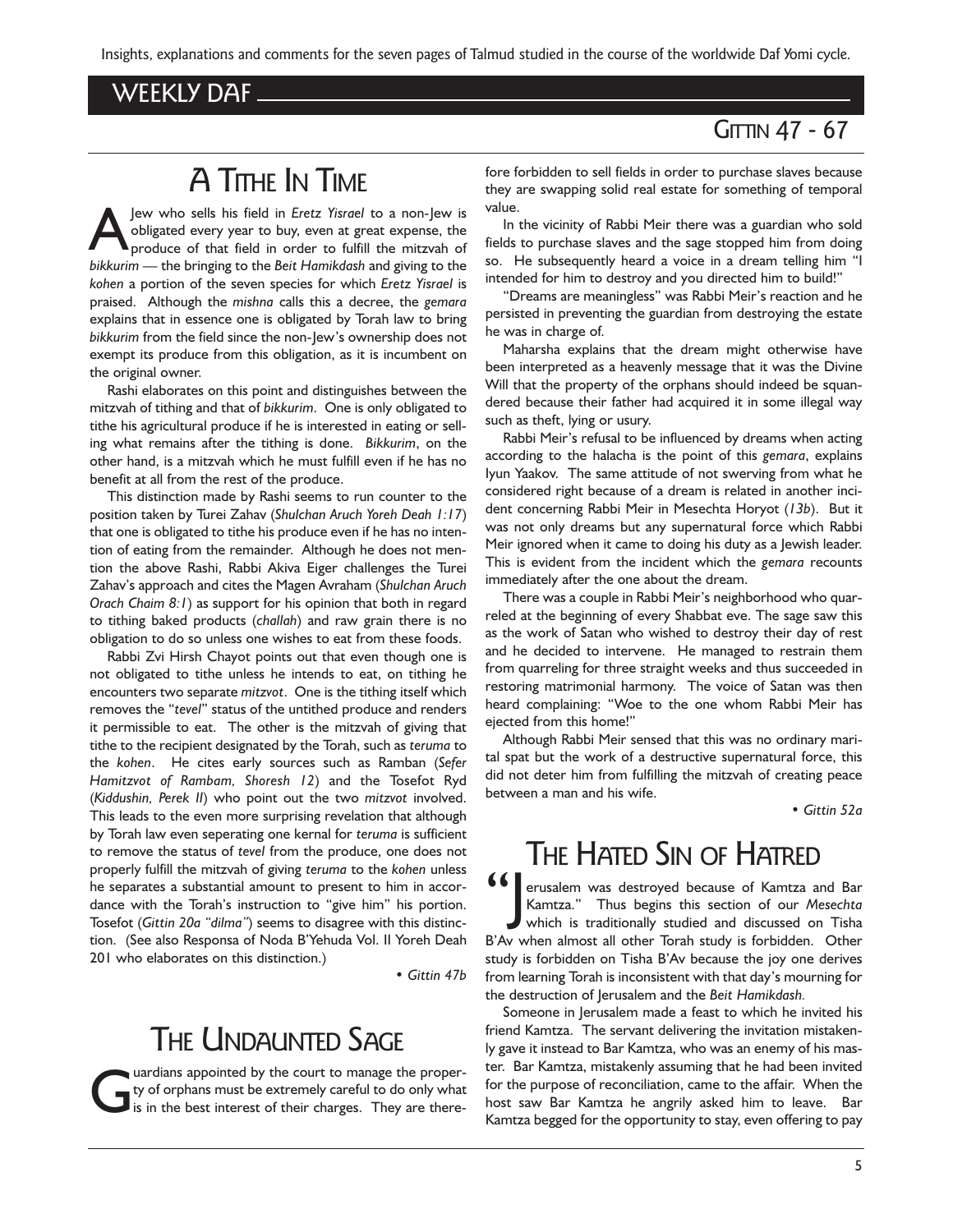Insights, explanations and comments for the seven pages of Talmud studied in the course of the worldwide Daf Yomi cycle.

## WEEKLY DAF

### GITTIN 47 - 67

# A TITHE IN TIME

A Jew who sells his field in *Eretz Yisrael* to a non-Jew is obligated every year to buy, even at great expense, the produce of that field in order to fulfill the mitzvah of *bikkurim* — the bringing to the *Beit Hamikdash* and giving to the *kohen* a portion of the seven species for which *Eretz Yisrael* is praised. Although the *mishna* calls this a decree, the *gemara* explains that in essence one is obligated by Torah law to bring *bikkurim* from the field since the non-Jew's ownership does not exempt its produce from this obligation, as it is incumbent on the original owner.

Rashi elaborates on this point and distinguishes between the mitzvah of tithing and that of *bikkurim*. One is only obligated to tithe his agricultural produce if he is interested in eating or selling what remains after the tithing is done. *Bikkurim*, on the other hand, is a mitzvah which he must fulfill even if he has no benefit at all from the rest of the produce.

This distinction made by Rashi seems to run counter to the position taken by Turei Zahav (*Shulchan Aruch Yoreh Deah 1:17*) that one is obligated to tithe his produce even if he has no intention of eating from the remainder. Although he does not mention the above Rashi, Rabbi Akiva Eiger challenges the Turei Zahav's approach and cites the Magen Avraham (*Shulchan Aruch Orach Chaim 8:1*) as support for his opinion that both in regard to tithing baked products (*challah*) and raw grain there is no obligation to do so unless one wishes to eat from these foods.

Rabbi Zvi Hirsh Chayot points out that even though one is not obligated to tithe unless he intends to eat, on tithing he encounters two separate *mitzvot*. One is the tithing itself which removes the "*tevel*" status of the untithed produce and renders it permissible to eat. The other is the mitzvah of giving that tithe to the recipient designated by the Torah, such as *teruma* to the *kohen*. He cites early sources such as Ramban (*Sefer Hamitzvot of Rambam, Shoresh 12*) and the Tosefot Ryd (*Kiddushin, Perek II*) who point out the two *mitzvot* involved. This leads to the even more surprising revelation that although by Torah law even seperating one kernal for *teruma* is sufficient to remove the status of *tevel* from the produce, one does not properly fulfill the mitzvah of giving *teruma* to the *kohen* unless he separates a substantial amount to present to him in accordance with the Torah's instruction to "give him" his portion. Tosefot (*Gittin 20a "dilma"*) seems to disagree with this distinction. (See also Responsa of Noda B'Yehuda Vol. II Yoreh Deah 201 who elaborates on this distinction.)

• *Gittin 47b*

# THE UNDAUNTED SAGE

Guardians appointed by the court to manage the property of orphans must be extremely careful to do only what is in the best interest of their charges. They are therefore forbidden to sell fields in order to purchase slaves because they are swapping solid real estate for something of temporal value.

In the vicinity of Rabbi Meir there was a guardian who sold fields to purchase slaves and the sage stopped him from doing so. He subsequently heard a voice in a dream telling him "I intended for him to destroy and you directed him to build!"

"Dreams are meaningless" was Rabbi Meir's reaction and he persisted in preventing the guardian from destroying the estate he was in charge of.

Maharsha explains that the dream might otherwise have been interpreted as a heavenly message that it was the Divine Will that the property of the orphans should indeed be squandered because their father had acquired it in some illegal way such as theft, lying or usury.

Rabbi Meir's refusal to be influenced by dreams when acting according to the halacha is the point of this *gemara*, explains Iyun Yaakov. The same attitude of not swerving from what he considered right because of a dream is related in another incident concerning Rabbi Meir in Mesechta Horyot (*13b*). But it was not only dreams but any supernatural force which Rabbi Meir ignored when it came to doing his duty as a Jewish leader. This is evident from the incident which the *gemara* recounts immediately after the one about the dream.

There was a couple in Rabbi Meir's neighborhood who quarreled at the beginning of every Shabbat eve. The sage saw this as the work of Satan who wished to destroy their day of rest and he decided to intervene. He managed to restrain them from quarreling for three straight weeks and thus succeeded in restoring matrimonial harmony. The voice of Satan was then heard complaining: "Woe to the one whom Rabbi Meir has ejected from this home!"

Although Rabbi Meir sensed that this was no ordinary marital spat but the work of a destructive supernatural force, this did not deter him from fulfilling the mitzvah of creating peace between a man and his wife.

• *Gittin 52a*

# THE HATED SIN OF HATRED

"Jerusalem was destroyed because of Kamtza and Bar Kamtza." Thus begins this section of our *Mesechta* which is traditionally studied and discussed on Tisha B'Av when almost all other Torah study is forbidden. Other study is forbidden on Tisha B'Av because the joy one derives from learning Torah is inconsistent with that day's mourning for the destruction of Jerusalem and the *Beit Hamikdash*.

Someone in Jerusalem made a feast to which he invited his friend Kamtza. The servant delivering the invitation mistakenly gave it instead to Bar Kamtza, who was an enemy of his master. Bar Kamtza, mistakenly assuming that he had been invited for the purpose of reconciliation, came to the affair. When the host saw Bar Kamtza he angrily asked him to leave. Bar Kamtza begged for the opportunity to stay, even offering to pay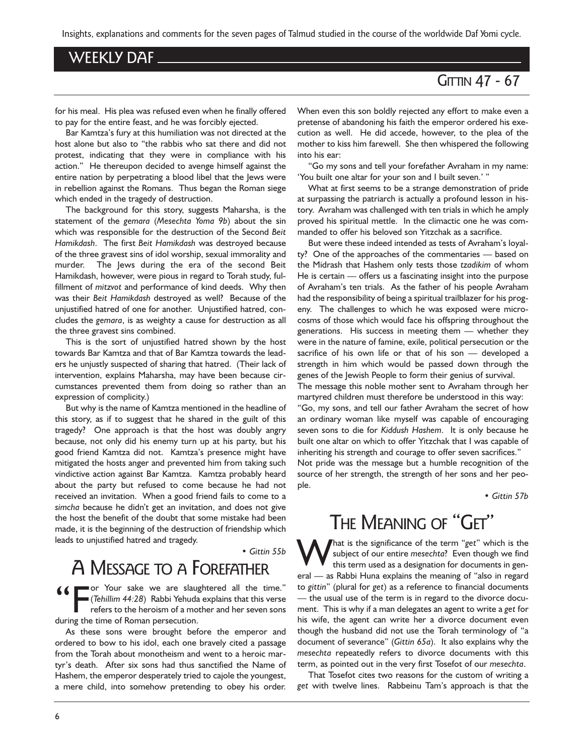for his meal. His plea was refused even when he finally offered to pay for the entire feast, and he was forcibly ejected.

Bar Kamtza's fury at this humiliation was not directed at the host alone but also to "the rabbis who sat there and did not protest, indicating that they were in compliance with his action." He thereupon decided to avenge himself against the entire nation by perpetrating a blood libel that the Jews were in rebellion against the Romans. Thus began the Roman siege which ended in the tragedy of destruction.

The background for this story, suggests Maharsha, is the statement of the *gemara* (*Mesechta Yoma 9b*) about the sin which was responsible for the destruction of the Second *Beit Hamikdash*. The first *Beit Hamikdash* was destroyed because of the three gravest sins of idol worship, sexual immorality and murder. The Jews during the era of the second Beit Hamikdash, however, were pious in regard to Torah study, fulfillment of *mitzvot* and performance of kind deeds. Why then was their *Beit Hamikdash* destroyed as well? Because of the unjustified hatred of one for another. Unjustified hatred, concludes the *gemara*, is as weighty a cause for destruction as all the three gravest sins combined.

This is the sort of unjustified hatred shown by the host towards Bar Kamtza and that of Bar Kamtza towards the leaders he unjustly suspected of sharing that hatred. (Their lack of intervention, explains Maharsha, may have been because circumstances prevented them from doing so rather than an expression of complicity.)

But why is the name of Kamtza mentioned in the headline of this story, as if to suggest that he shared in the guilt of this tragedy? One approach is that the host was doubly angry because, not only did his enemy turn up at his party, but his good friend Kamtza did not. Kamtza's presence might have mitigated the hosts anger and prevented him from taking such vindictive action against Bar Kamtza. Kamtza probably heard about the party but refused to come because he had not received an invitation. When a good friend fails to come to a *simcha* because he didn't get an invitation, and does not give the host the benefit of the doubt that some mistake had been made, it is the beginning of the destruction of friendship which leads to unjustified hatred and tragedy.

*• Gittin 55b*

# A Message to a Forefather

"For Your sake we are slaughtered all the time." (*Tehillim 44:28*) Rabbi Yehuda explains that this verse refers to the heroism of a mother and her seven sons during the time of Roman persecution.

As these sons were brought before the emperor and ordered to bow to his idol, each one bravely cited a passage from the Torah about monotheism and went to a heroic martyr's death. After six sons had thus sanctified the Name of Hashem, the emperor desperately tried to cajole the youngest, a mere child, into somehow pretending to obey his order. When even this son boldly rejected any effort to make even a pretense of abandoning his faith the emperor ordered his execution as well. He did accede, however, to the plea of the mother to kiss him farewell. She then whispered the following into his ear:

"Go my sons and tell your forefather Avraham in my name: 'You built one altar for your son and I built seven.' "

What at first seems to be a strange demonstration of pride at surpassing the patriarch is actually a profound lesson in history. Avraham was challenged with ten trials in which he amply proved his spiritual mettle. In the climactic one he was commanded to offer his beloved son Yitzchak as a sacrifice.

But were these indeed intended as tests of Avraham's loyalty? One of the approaches of the commentaries — based on the Midrash that Hashem only tests those *tzadikim* of whom He is certain — offers us a fascinating insight into the purpose of Avraham's ten trials. As the father of his people Avraham had the responsibility of being a spiritual trailblazer for his progeny. The challenges to which he was exposed were microcosms of those which would face his offspring throughout the generations. His success in meeting them — whether they were in the nature of famine, exile, political persecution or the sacrifice of his own life or that of his son — developed a strength in him which would be passed down through the genes of the Jewish People to form their genius of survival.

The message this noble mother sent to Avraham through her martyred children must therefore be understood in this way: "Go, my sons, and tell our father Avraham the secret of how an ordinary woman like myself was capable of encouraging seven sons to die for *Kiddush Hashem*. It is only because he built one altar on which to offer Yitzchak that I was capable of inheriting his strength and courage to offer seven sacrifices."

Not pride was the message but a humble recognition of the source of her strength, the strength of her sons and her people.

*• Gittin 57b*

# The Meaning of "Get"

What is the significance of the term "*get*" which is the subject of our entire *mesechta*? Even though we find this term used as a designation for documents in general — as Rabbi Huna explains the meaning of "also in regard to *gittin*" (plural for *get*) as a reference to financial documents — the usual use of the term is in regard to the divorce document. This is why if a man delegates an agent to write a *get* for his wife, the agent can write her a divorce document even though the husband did not use the Torah terminology of "a document of severance" (*Gittin 65a*). It also explains why the *mesechta* repeatedly refers to divorce documents with this term, as pointed out in the very first Tosefot of our *mesechta*.

That Tosefot cites two reasons for the custom of writing a *get* with twelve lines. Rabbeinu Tam's approach is that the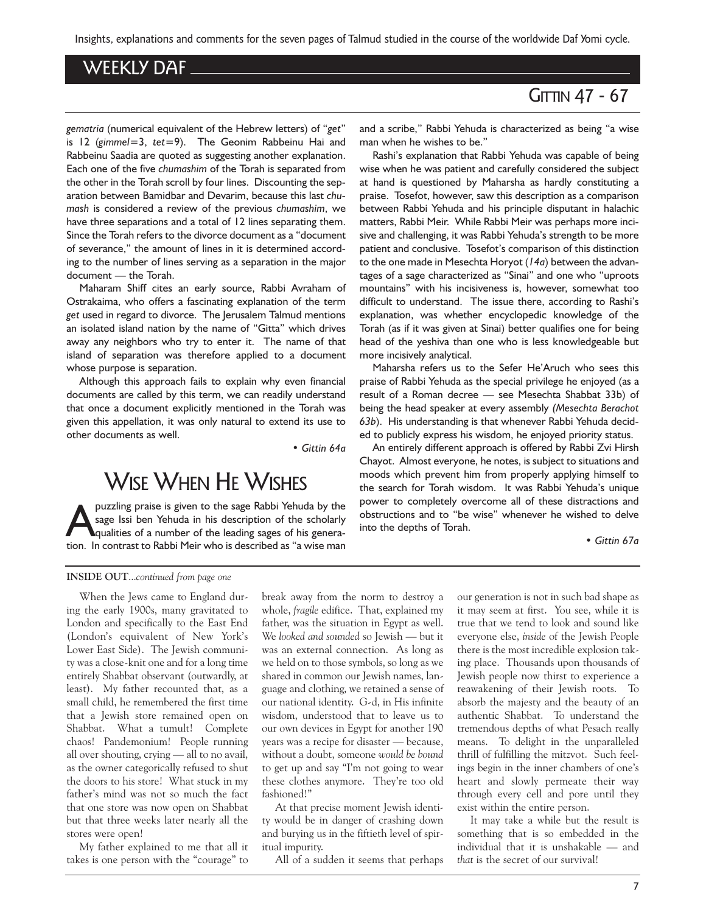## WEEKLY DAF

### GITTIN 47 - 67

*gematria* (numerical equivalent of the Hebrew letters) of "*get*" is 12 (*gimmel*=3, *tet*=9). The Geonim Rabbeinu Hai and Rabbeinu Saadia are quoted as suggesting another explanation. Each one of the five *chumashim* of the Torah is separated from the other in the Torah scroll by four lines. Discounting the separation between Bamidbar and Devarim, because this last *chumash* is considered a review of the previous *chumashim*, we have three separations and a total of 12 lines separating them. Since the Torah refers to the divorce document as a "document of severance," the amount of lines in it is determined according to the number of lines serving as a separation in the major document — the Torah.

Maharam Shiff cites an early source, Rabbi Avraham of Ostrakaima, who offers a fascinating explanation of the term *get* used in regard to divorce. The Jerusalem Talmud mentions an isolated island nation by the name of "Gitta" which drives away any neighbors who try to enter it. The name of that island of separation was therefore applied to a document whose purpose is separation.

Although this approach fails to explain why even financial documents are called by this term, we can readily understand that once a document explicitly mentioned in the Torah was given this appellation, it was only natural to extend its use to other documents as well.

• *Gittin 64a*

## WISE WHEN HE WISHES

A puzzling praise is given to the sage Rabbi Yehuda by the sage Issi ben Yehuda in his description of the scholarly qualities of a number of the leading sages of his generation. In contrast to Rabbi Meir who is described as "a wise man and a scribe," Rabbi Yehuda is characterized as being "a wise man when he wishes to be."

Rashi's explanation that Rabbi Yehuda was capable of being wise when he was patient and carefully considered the subject at hand is questioned by Maharsha as hardly constituting a praise. Tosefot, however, saw this description as a comparison between Rabbi Yehuda and his principle disputant in halachic matters, Rabbi Meir. While Rabbi Meir was perhaps more incisive and challenging, it was Rabbi Yehuda's strength to be more patient and conclusive. Tosefot's comparison of this distinction to the one made in Mesechta Horyot (*14a*) between the advantages of a sage characterized as "Sinai" and one who "uproots mountains" with his incisiveness is, however, somewhat too difficult to understand. The issue there, according to Rashi's explanation, was whether encyclopedic knowledge of the Torah (as if it was given at Sinai) better qualifies one for being head of the yeshiva than one who is less knowledgeable but more incisively analytical.

Maharsha refers us to the Sefer He'Aruch who sees this praise of Rabbi Yehuda as the special privilege he enjoyed (as a result of a Roman decree — see Mesechta Shabbat 33b) of being the head speaker at every assembly *(Mesechta Berachot 63b*). His understanding is that whenever Rabbi Yehuda decided to publicly express his wisdom, he enjoyed priority status.

An entirely different approach is offered by Rabbi Zvi Hirsh Chayot. Almost everyone, he notes, is subject to situations and moods which prevent him from properly applying himself to the search for Torah wisdom. It was Rabbi Yehuda's unique power to completely overcome all of these distractions and obstructions and to "be wise" whenever he wished to delve into the depths of Torah.

• *Gittin 67a*

---

**INSIDE OUT**...*continued from page one*

When the Jews came to England during the early 1900s, many gravitated to London and specifically to the East End (London's equivalent of New York's Lower East Side). The Jewish community was a close-knit one and for a long time entirely Shabbat observant (outwardly, at least). My father recounted that, as a small child, he remembered the first time that a Jewish store remained open on Shabbat. What a tumult! Complete chaos! Pandemonium! People running all over shouting, crying — all to no avail, as the owner categorically refused to shut the doors to his store! What stuck in my father's mind was not so much the fact that one store was now open on Shabbat but that three weeks later nearly all the stores were open!

My father explained to me that all it takes is one person with the "courage" to break away from the norm to destroy a whole, *fragile* edifice. That, explained my father, was the situation in Egypt as well. We *looked and sounded* so Jewish — but it was an external connection. As long as we held on to those symbols, so long as we shared in common our Jewish names, language and clothing, we retained a sense of our national identity. G-d, in His infinite wisdom, understood that to leave us to our own devices in Egypt for another 190 years was a recipe for disaster — because, without a doubt, someone *would be bound* to get up and say "I'm not going to wear these clothes anymore. They're too old fashioned!"

At that precise moment Jewish identity would be in danger of crashing down and burying us in the fiftieth level of spiritual impurity.

All of a sudden it seems that perhaps our generation is not in such bad shape as it may seem at first. You see, while it is true that we tend to look and sound like everyone else, *inside* of the Jewish People there is the most incredible explosion taking place. Thousands upon thousands of Jewish people now thirst to experience a reawakening of their Jewish roots. To absorb the majesty and the beauty of an authentic Shabbat. To understand the tremendous depths of what Pesach really means. To delight in the unparalleled thrill of fulfilling the mitzvot. Such feelings begin in the inner chambers of one's heart and slowly permeate their way through every cell and pore until they exist within the entire person.

It may take a while but the result is something that is so embedded in the individual that it is unshakable — and *that* is the secret of our survival!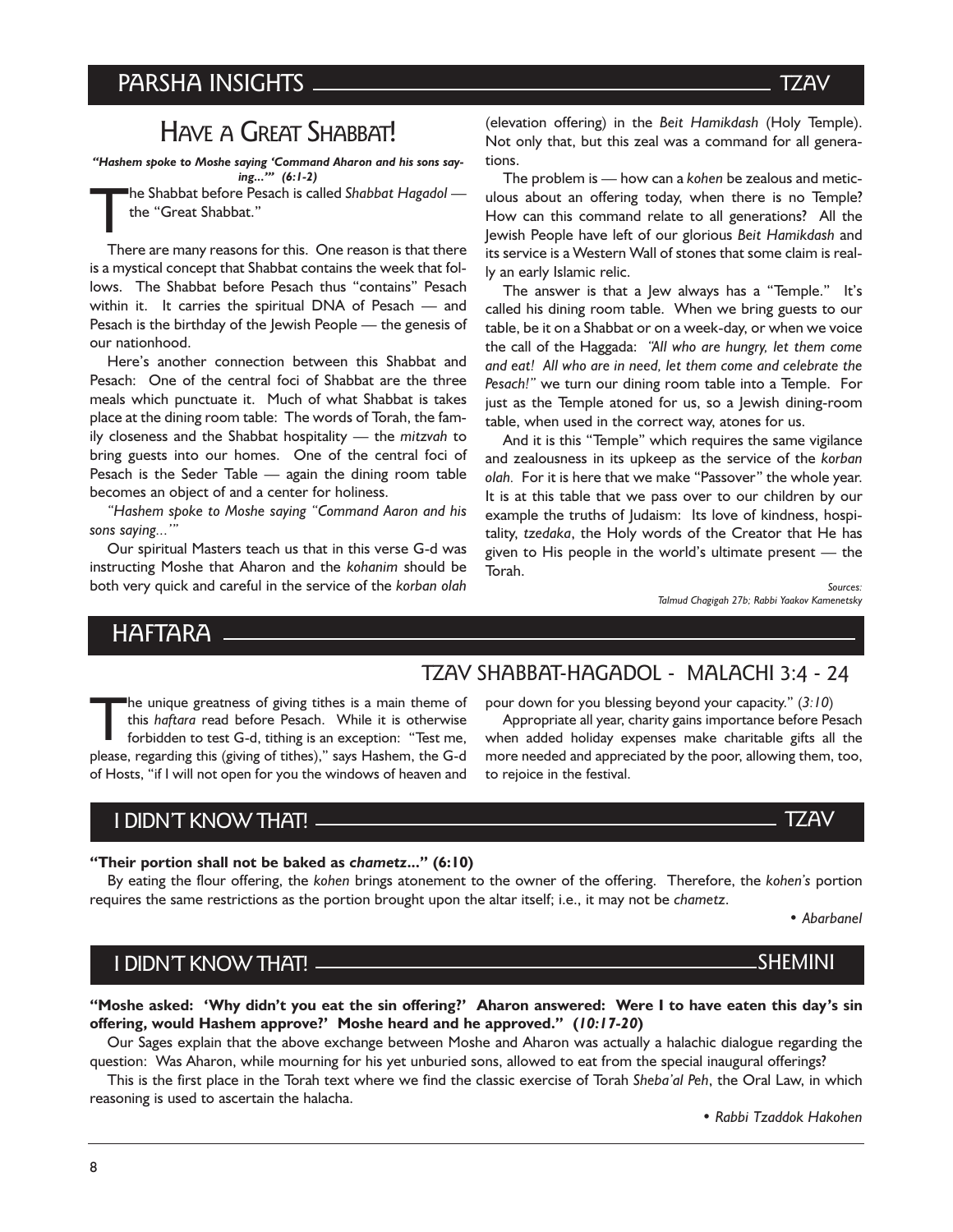## PARSHA INSIGHTS — TZAV

# Have a Great Shabbat!

***"Hashem spoke to Moshe saying 'Command Aharon and his sons saying...'" (6:1-2)***

The Shabbat before Pesach is called *Shabbat Hagadol* — the "Great Shabbat."

There are many reasons for this. One reason is that there is a mystical concept that Shabbat contains the week that follows. The Shabbat before Pesach thus "contains" Pesach within it. It carries the spiritual DNA of Pesach — and Pesach is the birthday of the Jewish People — the genesis of our nationhood.

Here's another connection between this Shabbat and Pesach: One of the central foci of Shabbat are the three meals which punctuate it. Much of what Shabbat is takes place at the dining room table: The words of Torah, the family closeness and the Shabbat hospitality — the *mitzvah* to bring guests into our homes. One of the central foci of Pesach is the Seder Table — again the dining room table becomes an object of and a center for holiness.

*"Hashem spoke to Moshe saying "Command Aaron and his sons saying..."'*

Our spiritual Masters teach us that in this verse G-d was instructing Moshe that Aharon and the *kohanim* should be both very quick and careful in the service of the *korban olah* (elevation offering) in the *Beit Hamikdash* (Holy Temple). Not only that, but this zeal was a command for all generations.

The problem is — how can a *kohen* be zealous and meticulous about an offering today, when there is no Temple? How can this command relate to all generations? All the Jewish People have left of our glorious *Beit Hamikdash* and its service is a Western Wall of stones that some claim is really an early Islamic relic.

The answer is that a Jew always has a "Temple." It's called his dining room table. When we bring guests to our table, be it on a Shabbat or on a week-day, or when we voice the call of the Haggada: *"All who are hungry, let them come and eat! All who are in need, let them come and celebrate the Pesach!"* we turn our dining room table into a Temple. For just as the Temple atoned for us, so a Jewish dining-room table, when used in the correct way, atones for us.

And it is this "Temple" which requires the same vigilance and zealousness in its upkeep as the service of the *korban olah*. For it is here that we make "Passover" the whole year. It is at this table that we pass over to our children by our example the truths of Judaism: Its love of kindness, hospitality, *tzedaka*, the Holy words of the Creator that He has given to His people in the world's ultimate present — the Torah.

*Sources: Talmud Chagigah 27b; Rabbi Yaakov Kamenetsky*

## HAFTARA

### TZAV SHABBAT-HAGADOL - MALACHI 3:4 - 24

The unique greatness of giving tithes is a main theme of this *haftara* read before Pesach. While it is otherwise forbidden to test G-d, tithing is an exception: "Test me, please, regarding this (giving of tithes)," says Hashem, the G-d of Hosts, "if I will not open for you the windows of heaven and pour down for you blessing beyond your capacity." (*3:10*)

Appropriate all year, charity gains importance before Pesach when added holiday expenses make charitable gifts all the more needed and appreciated by the poor, allowing them, too, to rejoice in the festival.

## I DIDN'T KNOW THAT! — TZAV

**"Their portion shall not be baked as *chametz*..." (6:10)**

By eating the flour offering, the *kohen* brings atonement to the owner of the offering. Therefore, the *kohen's* portion requires the same restrictions as the portion brought upon the altar itself; i.e., it may not be *chametz*.

• *Abarbanel*

## I DIDN'T KNOW THAT! — SHEMINI

**"Moshe asked: 'Why didn't you eat the sin offering?' Aharon answered: Were I to have eaten this day's sin offering, would Hashem approve?' Moshe heard and he approved." (*10:17-20*)**

Our Sages explain that the above exchange between Moshe and Aharon was actually a halachic dialogue regarding the question: Was Aharon, while mourning for his yet unburied sons, allowed to eat from the special inaugural offerings?

This is the first place in the Torah text where we find the classic exercise of Torah *Sheba'al Peh*, the Oral Law, in which reasoning is used to ascertain the halacha.

• *Rabbi Tzaddok Hakohen*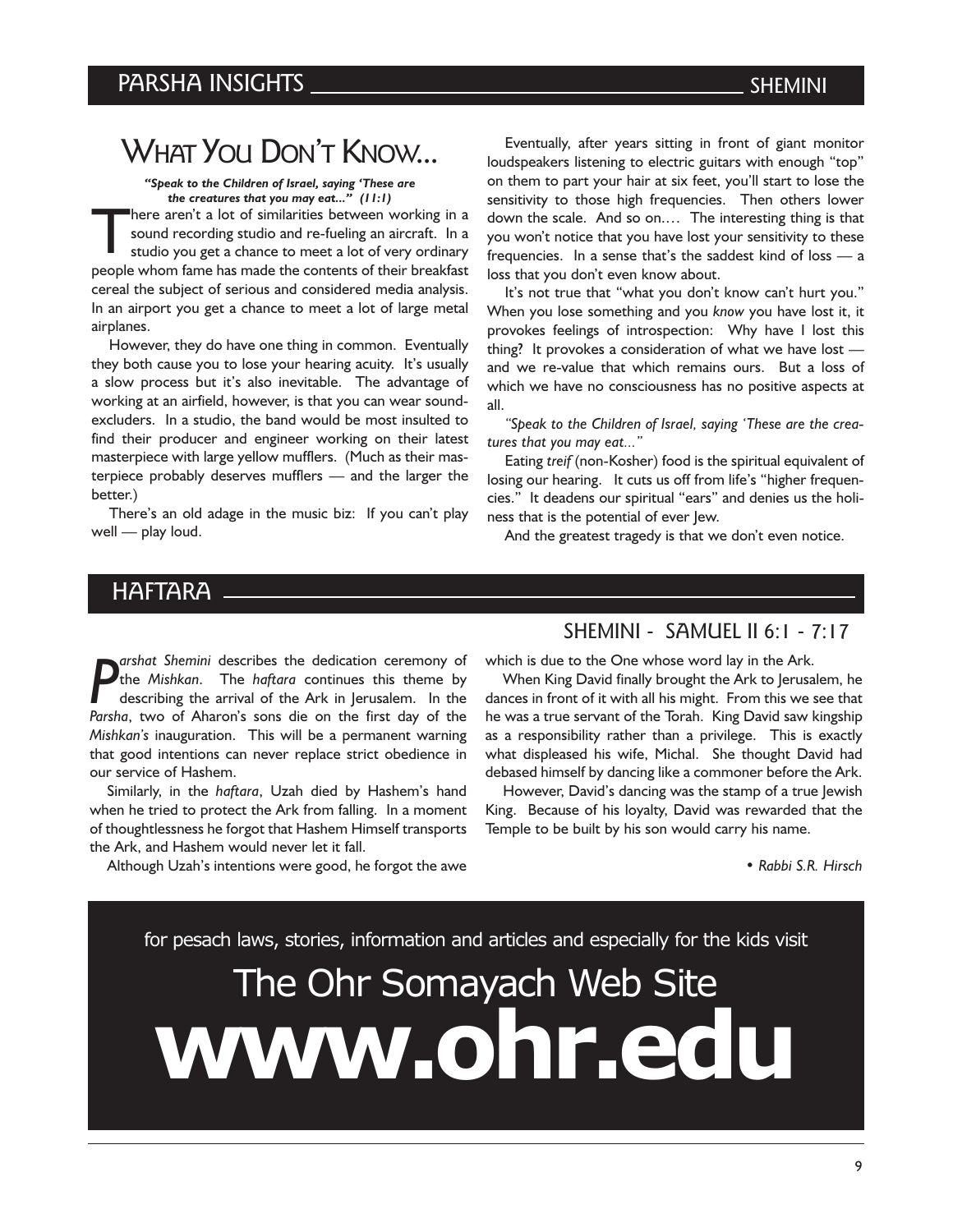## PARSHA INSIGHTS — SHEMINI

# WHAT YOU DON'T KNOW...

***"Speak to the Children of Israel, saying 'These are the creatures that you may eat..." (11:1)***

There aren't a lot of similarities between working in a sound recording studio and re-fueling an aircraft. In a studio you get a chance to meet a lot of very ordinary people whom fame has made the contents of their breakfast cereal the subject of serious and considered media analysis. In an airport you get a chance to meet a lot of large metal airplanes.

However, they do have one thing in common. Eventually they both cause you to lose your hearing acuity. It's usually a slow process but it's also inevitable. The advantage of working at an airfield, however, is that you can wear sound-excluders. In a studio, the band would be most insulted to find their producer and engineer working on their latest masterpiece with large yellow mufflers. (Much as their masterpiece probably deserves mufflers — and the larger the better.)

There's an old adage in the music biz: If you can't play well — play loud.

Eventually, after years sitting in front of giant monitor loudspeakers listening to electric guitars with enough "top" on them to part your hair at six feet, you'll start to lose the sensitivity to those high frequencies. Then others lower down the scale. And so on.... The interesting thing is that you won't notice that you have lost your sensitivity to these frequencies. In a sense that's the saddest kind of loss — a loss that you don't even know about.

It's not true that "what you don't know can't hurt you." When you lose something and you *know* you have lost it, it provokes feelings of introspection: Why have I lost this thing? It provokes a consideration of what we have lost — and we re-value that which remains ours. But a loss of which we have no consciousness has no positive aspects at all.

*"Speak to the Children of Israel, saying 'These are the creatures that you may eat..."*

Eating *treif* (non-Kosher) food is the spiritual equivalent of losing our hearing. It cuts us off from life's "higher frequencies." It deadens our spiritual "ears" and denies us the holiness that is the potential of ever Jew.

And the greatest tragedy is that we don't even notice.

## HAFTARA

### SHEMINI - SAMUEL II 6:1 - 7:17

*Parshat Shemini* describes the dedication ceremony of the *Mishkan*. The *haftara* continues this theme by describing the arrival of the Ark in Jerusalem. In the *Parsha*, two of Aharon's sons die on the first day of the *Mishkan's* inauguration. This will be a permanent warning that good intentions can never replace strict obedience in our service of Hashem.

Similarly, in the *haftara*, Uzah died by Hashem's hand when he tried to protect the Ark from falling. In a moment of thoughtlessness he forgot that Hashem Himself transports the Ark, and Hashem would never let it fall.

Although Uzah's intentions were good, he forgot the awe which is due to the One whose word lay in the Ark.

When King David finally brought the Ark to Jerusalem, he dances in front of it with all his might. From this we see that he was a true servant of the Torah. King David saw kingship as a responsibility rather than a privilege. This is exactly what displeased his wife, Michal. She thought David had debased himself by dancing like a commoner before the Ark.

However, David's dancing was the stamp of a true Jewish King. Because of his loyalty, David was rewarded that the Temple to be built by his son would carry his name.

*• Rabbi S.R. Hirsch*

for pesach laws, stories, information and articles and especially for the kids visit

The Ohr Somayach Web Site

**www.ohr.edu**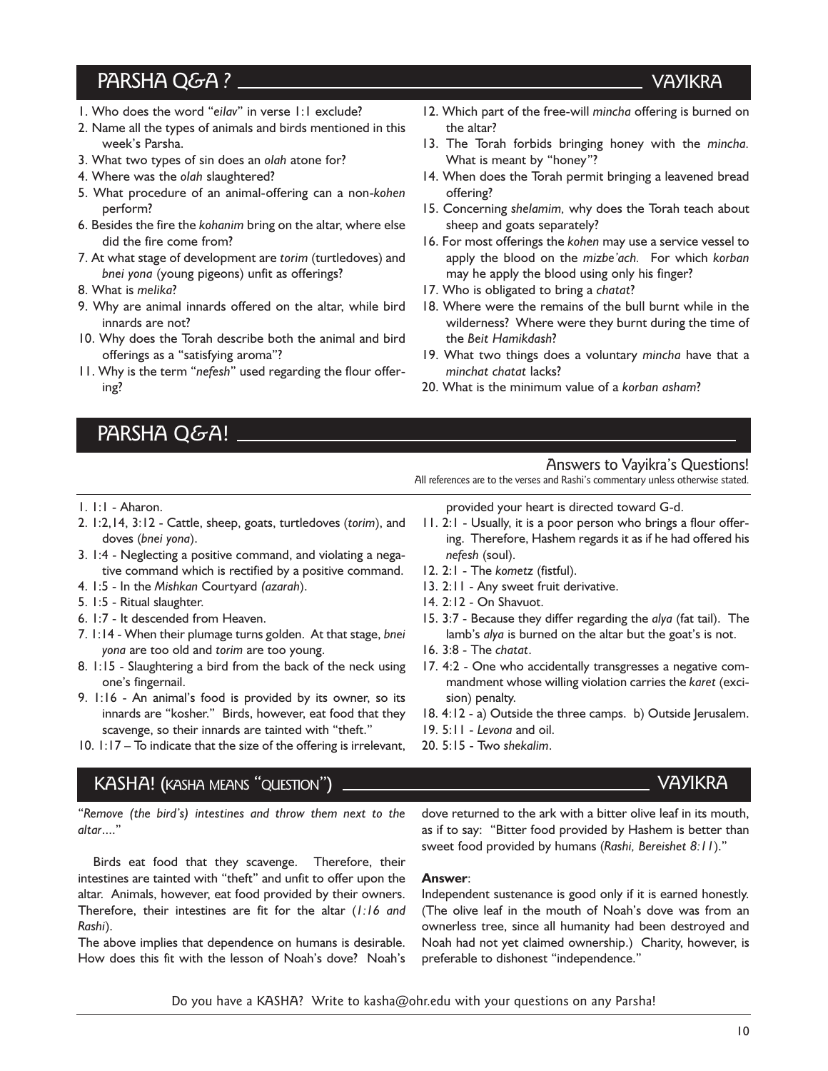## PARSHA Q&A ? — VAYIKRA

1. Who does the word "*eilav*" in verse 1:1 exclude?
2. Name all the types of animals and birds mentioned in this week's Parsha.
3. What two types of sin does an *olah* atone for?
4. Where was the *olah* slaughtered?
5. What procedure of an animal-offering can a non-*kohen* perform?
6. Besides the fire the *kohanim* bring on the altar, where else did the fire come from?
7. At what stage of development are *torim* (turtledoves) and *bnei yona* (young pigeons) unfit as offerings?
8. What is *melika*?
9. Why are animal innards offered on the altar, while bird innards are not?
10. Why does the Torah describe both the animal and bird offerings as a "satisfying aroma"?
11. Why is the term "*nefesh*" used regarding the flour offering?
12. Which part of the free-will *mincha* offering is burned on the altar?
13. The Torah forbids bringing honey with the *mincha*. What is meant by "honey"?
14. When does the Torah permit bringing a leavened bread offering?
15. Concerning *shelamim,* why does the Torah teach about sheep and goats separately?
16. For most offerings the *kohen* may use a service vessel to apply the blood on the *mizbe'ach.* For which *korban* may he apply the blood using only his finger?
17. Who is obligated to bring a *chatat*?
18. Where were the remains of the bull burnt while in the wilderness? Where were they burnt during the time of the *Beit Hamikdash*?
19. What two things does a voluntary *mincha* have that a *minchat chatat* lacks?
20. What is the minimum value of a *korban asham*?

## PARSHA Q&A!

### Answers to Vayikra's Questions!

All references are to the verses and Rashi's commentary unless otherwise stated.

1. 1:1 - Aharon.
2. 1:2,14, 3:12 - Cattle, sheep, goats, turtledoves (*torim*), and doves (*bnei yona*).
3. 1:4 - Neglecting a positive command, and violating a negative command which is rectified by a positive command.
4. 1:5 - In the *Mishkan* Courtyard *(azarah*).
5. 1:5 - Ritual slaughter.
6. 1:7 - It descended from Heaven.
7. 1:14 - When their plumage turns golden. At that stage, *bnei yona* are too old and *torim* are too young.
8. 1:15 - Slaughtering a bird from the back of the neck using one's fingernail.
9. 1:16 - An animal's food is provided by its owner, so its innards are "kosher." Birds, however, eat food that they scavenge, so their innards are tainted with "theft."
10. 1:17 – To indicate that the size of the offering is irrelevant, provided your heart is directed toward G-d.
11. 2:1 - Usually, it is a poor person who brings a flour offering. Therefore, Hashem regards it as if he had offered his *nefesh* (soul).
12. 2:1 - The *kometz* (fistful).
13. 2:11 - Any sweet fruit derivative.
14. 2:12 - On Shavuot.
15. 3:7 - Because they differ regarding the *alya* (fat tail). The lamb's *alya* is burned on the altar but the goat's is not.
16. 3:8 - The *chatat*.
17. 4:2 - One who accidentally transgresses a negative commandment whose willing violation carries the *karet* (excision) penalty.
18. 4:12 - a) Outside the three camps. b) Outside Jerusalem.
19. 5:11 - *Levona* and oil.
20. 5:15 - Two *shekalim*.

## KASHA! (KASHA MEANS "QUESTION") — VAYIKRA

"*Remove (the bird's) intestines and throw them next to the altar….*"

Birds eat food that they scavenge. Therefore, their intestines are tainted with "theft" and unfit to offer upon the altar. Animals, however, eat food provided by their owners. Therefore, their intestines are fit for the altar (*1:16 and Rashi*).

The above implies that dependence on humans is desirable. How does this fit with the lesson of Noah's dove? Noah's dove returned to the ark with a bitter olive leaf in its mouth, as if to say: "Bitter food provided by Hashem is better than sweet food provided by humans (*Rashi, Bereishet 8:11*)."

**Answer**:

Independent sustenance is good only if it is earned honestly. (The olive leaf in the mouth of Noah's dove was from an ownerless tree, since all humanity had been destroyed and Noah had not yet claimed ownership.) Charity, however, is preferable to dishonest "independence."

Do you have a KASHA? Write to kasha@ohr.edu with your questions on any Parsha!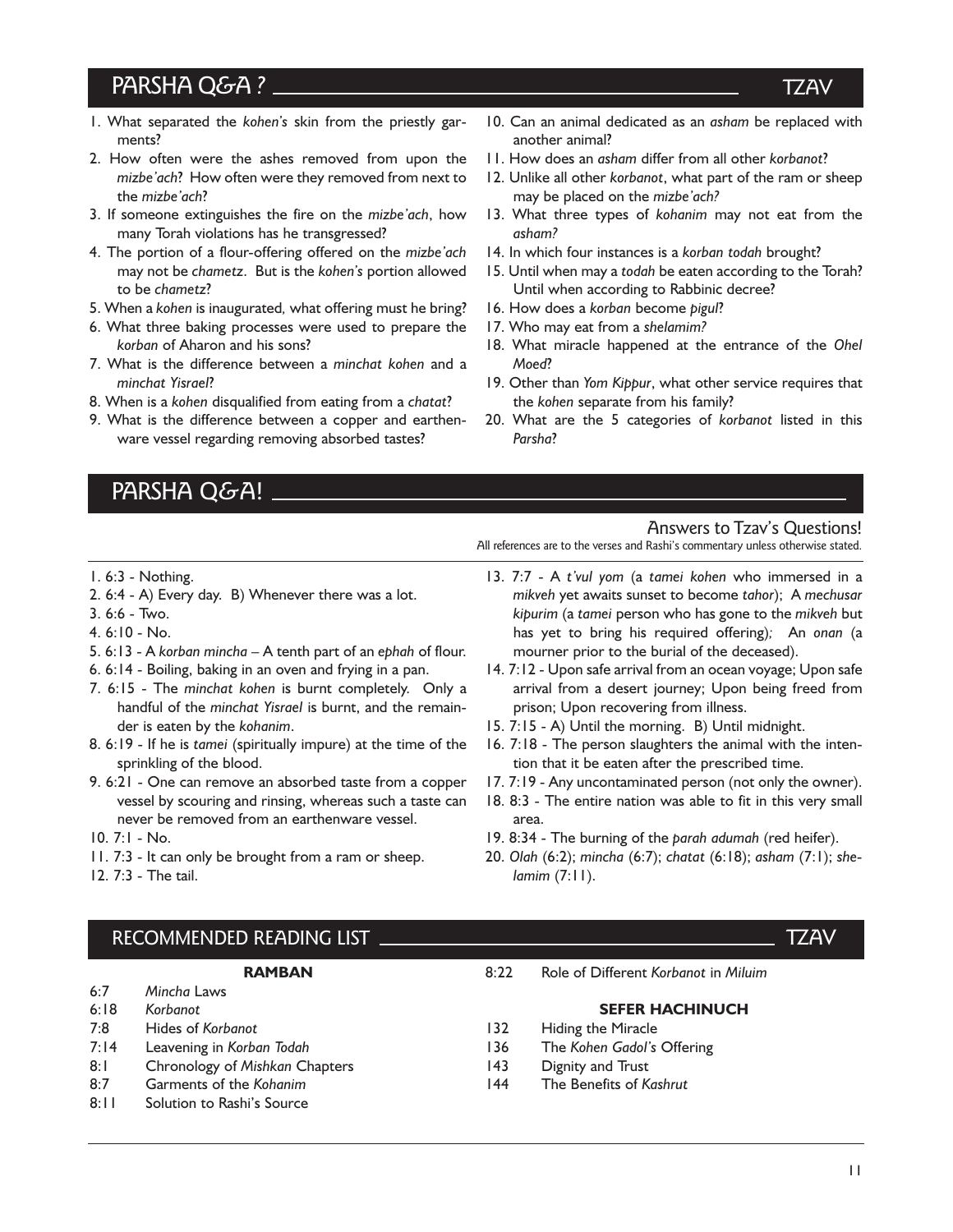## PARSHA Q&A ? — TZAV

1. What separated the *kohen's* skin from the priestly garments?
2. How often were the ashes removed from upon the *mizbe'ach*? How often were they removed from next to the *mizbe'ach*?
3. If someone extinguishes the fire on the *mizbe'ach*, how many Torah violations has he transgressed?
4. The portion of a flour-offering offered on the *mizbe'ach* may not be *chametz*. But is the *kohen's* portion allowed to be *chametz*?
5. When a *kohen* is inaugurated, what offering must he bring?
6. What three baking processes were used to prepare the *korban* of Aharon and his sons?
7. What is the difference between a *minchat kohen* and a *minchat Yisrael*?
8. When is a *kohen* disqualified from eating from a *chatat*?
9. What is the difference between a copper and earthenware vessel regarding removing absorbed tastes?
10. Can an animal dedicated as an *asham* be replaced with another animal?
11. How does an *asham* differ from all other *korbanot*?
12. Unlike all other *korbanot*, what part of the ram or sheep may be placed on the *mizbe'ach?*
13. What three types of *kohanim* may not eat from the *asham?*
14. In which four instances is a *korban todah* brought?
15. Until when may a *todah* be eaten according to the Torah? Until when according to Rabbinic decree?
16. How does a *korban* become *pigul*?
17. Who may eat from a *shelamim?*
18. What miracle happened at the entrance of the *Ohel Moed*?
19. Other than *Yom Kippur*, what other service requires that the *kohen* separate from his family?
20. What are the 5 categories of *korbanot* listed in this *Parsha*?

## PARSHA Q&A!

### Answers to Tzav's Questions!

All references are to the verses and Rashi's commentary unless otherwise stated.

1. 6:3 - Nothing.
2. 6:4 - A) Every day. B) Whenever there was a lot.
3. 6:6 - Two.
4. 6:10 - No.
5. 6:13 - A *korban mincha* – A tenth part of an *ephah* of flour.
6. 6:14 - Boiling, baking in an oven and frying in a pan.
7. 6:15 - The *minchat kohen* is burnt completely. Only a handful of the *minchat Yisrael* is burnt, and the remainder is eaten by the *kohanim*.
8. 6:19 - If he is *tamei* (spiritually impure) at the time of the sprinkling of the blood.
9. 6:21 - One can remove an absorbed taste from a copper vessel by scouring and rinsing, whereas such a taste can never be removed from an earthenware vessel.
10. 7:1 - No.
11. 7:3 - It can only be brought from a ram or sheep.
12. 7:3 - The tail.
13. 7:7 - A *t'vul yom* (a *tamei kohen* who immersed in a *mikveh* yet awaits sunset to become *tahor*); A *mechusar kipurim* (a *tamei* person who has gone to the *mikveh* but has yet to bring his required offering)*;* An *onan* (a mourner prior to the burial of the deceased).
14. 7:12 - Upon safe arrival from an ocean voyage; Upon safe arrival from a desert journey; Upon being freed from prison; Upon recovering from illness.
15. 7:15 - A) Until the morning. B) Until midnight.
16. 7:18 - The person slaughters the animal with the intention that it be eaten after the prescribed time.
17. 7:19 - Any uncontaminated person (not only the owner).
18. 8:3 - The entire nation was able to fit in this very small area.
19. 8:34 - The burning of the *parah adumah* (red heifer).
20. *Olah* (6:2); *mincha* (6:7); *chatat* (6:18); *asham* (7:1); *shelamim* (7:11).

## RECOMMENDED READING LIST — TZAV

**RAMBAN**

| | |
|---|---|
| 6:7 | *Mincha* Laws |
| 6:18 | *Korbanot* |
| 7:8 | Hides of *Korbanot* |
| 7:14 | Leavening in *Korban Todah* |
| 8:1 | Chronology of *Mishkan* Chapters |
| 8:7 | Garments of the *Kohanim* |
| 8:11 | Solution to Rashi's Source |
| 8:22 | Role of Different *Korbanot* in *Miluim* |

**SEFER HACHINUCH**

| | |
|---|---|
| 132 | Hiding the Miracle |
| 136 | The *Kohen Gadol's* Offering |
| 143 | Dignity and Trust |
| 144 | The Benefits of *Kashrut* |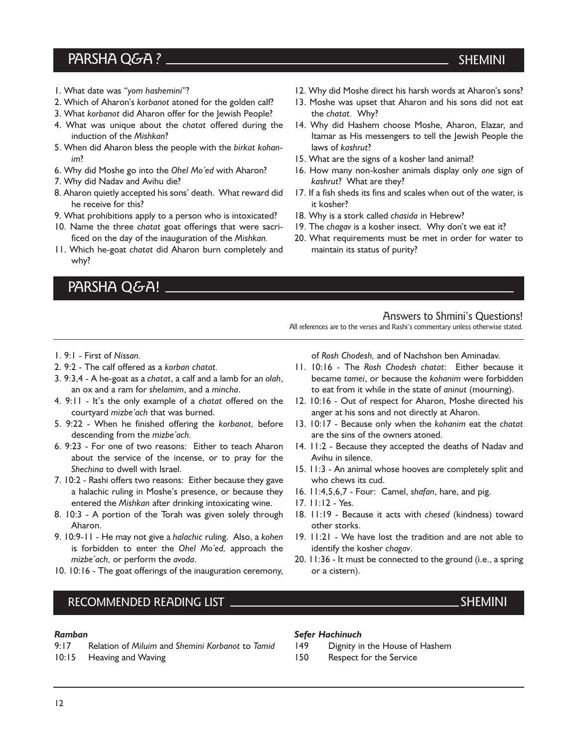## PARSHA Q&A ? — SHEMINI

1. What date was "*yom hashemini*"?
2. Which of Aharon's *korbanot* atoned for the golden calf?
3. What *korbanot* did Aharon offer for the Jewish People?
4. What was unique about the *chatat* offered during the induction of the *Mishkan*?
5. When did Aharon bless the people with the *birkat kohanim*?
6. Why did Moshe go into the *Ohel Mo'ed* with Aharon?
7. Why did Nadav and Avihu die?
8. Aharon quietly accepted his sons' death. What reward did he receive for this?
9. What prohibitions apply to a person who is intoxicated?
10. Name the three *chatat* goat offerings that were sacrificed on the day of the inauguration of the *Mishkan*.
11. Which he-goat *chatat* did Aharon burn completely and why?
12. Why did Moshe direct his harsh words at Aharon's sons?
13. Moshe was upset that Aharon and his sons did not eat the *chatat*. Why?
14. Why did Hashem choose Moshe, Aharon, Elazar, and Itamar as His messengers to tell the Jewish People the laws of *kashrut*?
15. What are the signs of a kosher land animal?
16. How many non-kosher animals display only *one* sign of *kashrut*? What are they?
17. If a fish sheds its fins and scales when out of the water, is it kosher?
18. Why is a stork called *chasida* in Hebrew?
19. The *chagav* is a kosher insect. Why don't we eat it?
20. What requirements must be met in order for water to maintain its status of purity?

## PARSHA Q&A!

### Answers to Shmini's Questions!

*All references are to the verses and Rashi's commentary unless otherwise stated.*

1. 9:1 - First of *Nissan*.
2. 9:2 - The calf offered as a *korban chatat*.
3. 9:3,4 - A he-goat as a *chatat*, a calf and a lamb for an *olah*, an ox and a ram for *shelamim*, and a *mincha*.
4. 9:11 - It's the only example of a *chatat* offered on the courtyard *mizbe'ach* that was burned.
5. 9:22 - When he finished offering the *korbanot,* before descending from the *mizbe'ach*.
6. 9:23 - For one of two reasons: Either to teach Aharon about the service of the incense, or to pray for the *Shechina* to dwell with Israel.
7. 10:2 - Rashi offers two reasons: Either because they gave a halachic ruling in Moshe's presence, or because they entered the *Mishkan* after drinking intoxicating wine.
8. 10:3 - A portion of the Torah was given solely through Aharon.
9. 10:9-11 - He may not give a *halachic* ruling. Also, a *kohen* is forbidden to enter the *Ohel Mo'ed,* approach the *mizbe'ach,* or perform the *avoda*.
10. 10:16 - The goat offerings of the inauguration ceremony, of *Rosh Chodesh,* and of Nachshon ben Aminadav.
11. 10:16 - The *Rosh Chodesh chatat*: Either because it became *tamei*, or because the *kohanim* were forbidden to eat from it while in the state of *aninut* (mourning).
12. 10:16 - Out of respect for Aharon, Moshe directed his anger at his sons and not directly at Aharon.
13. 10:17 - Because only when the *kohanim* eat the *chatat* are the sins of the owners atoned.
14. 11:2 - Because they accepted the deaths of Nadav and Avihu in silence.
15. 11:3 - An animal whose hooves are completely split and who chews its cud.
16. 11:4,5,6,7 - Four: Camel, *shafan*, hare, and pig.
17. 11:12 - Yes.
18. 11:19 - Because it acts with *chesed* (kindness) toward other storks.
19. 11:21 - We have lost the tradition and are not able to identify the kosher *chagav*.
20. 11:36 - It must be connected to the ground (i.e., a spring or a cistern).

## RECOMMENDED READING LIST — SHEMINI

***Ramban***

- 9:17 Relation of *Miluim* and *Shemini Korbanot* to *Tamid*
- 10:15 Heaving and Waving

***Sefer Hachinuch***

- 149 Dignity in the House of Hashem
- 150 Respect for the Service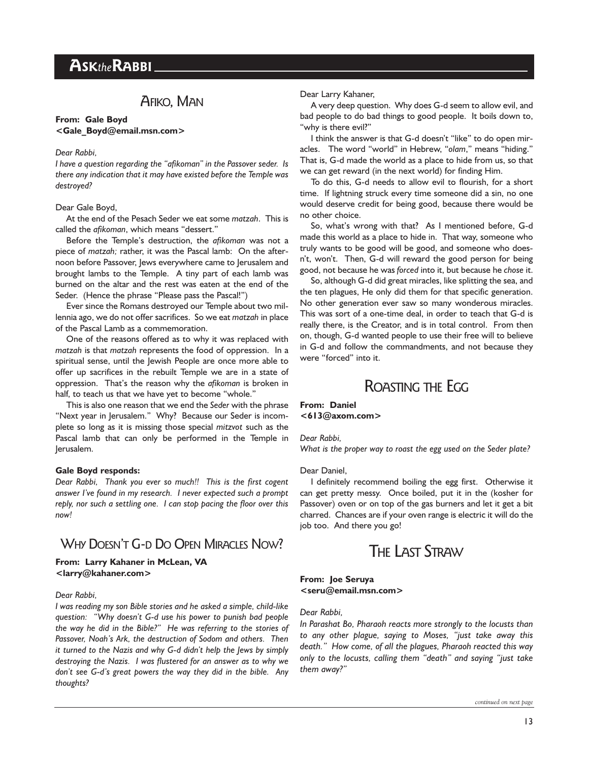# ASK*the*RABBI

## AFIKO, MAN

**From: Gale Boyd <Gale_Boyd@email.msn.com>**

*Dear Rabbi,*
*I have a question regarding the "afikoman" in the Passover seder. Is there any indication that it may have existed before the Temple was destroyed?*

Dear Gale Boyd,

At the end of the Pesach Seder we eat some *matzah*. This is called the *afikoman*, which means "dessert."

Before the Temple's destruction, the *afikoman* was not a piece of *matzah;* rather, it was the Pascal lamb: On the afternoon before Passover, Jews everywhere came to Jerusalem and brought lambs to the Temple. A tiny part of each lamb was burned on the altar and the rest was eaten at the end of the Seder. (Hence the phrase "Please pass the Pascal!")

Ever since the Romans destroyed our Temple about two millennia ago, we do not offer sacrifices. So we eat *matzah* in place of the Pascal Lamb as a commemoration.

One of the reasons offered as to why it was replaced with *matzah* is that *matzah* represents the food of oppression. In a spiritual sense, until the Jewish People are once more able to offer up sacrifices in the rebuilt Temple we are in a state of oppression. That's the reason why the *afikoman* is broken in half, to teach us that we have yet to become "whole."

This is also one reason that we end the *Seder* with the phrase "Next year in Jerusalem." Why? Because our Seder is incomplete so long as it is missing those special *mitzvot* such as the Pascal lamb that can only be performed in the Temple in Jerusalem.

**Gale Boyd responds:**

*Dear Rabbi, Thank you ever so much!! This is the first cogent answer I've found in my research. I never expected such a prompt reply, nor such a settling one. I can stop pacing the floor over this now!*

## WHY DOESN'T G-D DO OPEN MIRACLES NOW?

**From: Larry Kahaner in McLean, VA <larry@kahaner.com>**

*Dear Rabbi,*
*I was reading my son Bible stories and he asked a simple, child-like question: "Why doesn't G-d use his power to punish bad people the way he did in the Bible?" He was referring to the stories of Passover, Noah's Ark, the destruction of Sodom and others. Then it turned to the Nazis and why G-d didn't help the Jews by simply destroying the Nazis. I was flustered for an answer as to why we don't see G-d's great powers the way they did in the bible. Any thoughts?*

Dear Larry Kahaner,

A very deep question. Why does G-d seem to allow evil, and bad people to do bad things to good people. It boils down to, "why is there evil?"

I think the answer is that G-d doesn't "like" to do open miracles. The word "world" in Hebrew, "*olam*," means "hiding." That is, G-d made the world as a place to hide from us, so that we can get reward (in the next world) for finding Him.

To do this, G-d needs to allow evil to flourish, for a short time. If lightning struck every time someone did a sin, no one would deserve credit for being good, because there would be no other choice.

So, what's wrong with that? As I mentioned before, G-d made this world as a place to hide in. That way, someone who truly wants to be good will be good, and someone who doesn't, won't. Then, G-d will reward the good person for being good, not because he was *forced* into it, but because he *chose* it.

So, although G-d did great miracles, like splitting the sea, and the ten plagues, He only did them for that specific generation. No other generation ever saw so many wonderous miracles. This was sort of a one-time deal, in order to teach that G-d is really there, is the Creator, and is in total control. From then on, though, G-d wanted people to use their free will to believe in G-d and follow the commandments, and not because they were "forced" into it.

## ROASTING THE EGG

**From: Daniel <613@axom.com>**

*Dear Rabbi,*
*What is the proper way to roast the egg used on the Seder plate?*

Dear Daniel,

I definitely recommend boiling the egg first. Otherwise it can get pretty messy. Once boiled, put it in the (kosher for Passover) oven or on top of the gas burners and let it get a bit charred. Chances are if your oven range is electric it will do the job too. And there you go!

## THE LAST STRAW

**From: Joe Seruya <seru@email.msn.com>**

*Dear Rabbi,*
*In Parashat Bo, Pharaoh reacts more strongly to the locusts than to any other plague, saying to Moses, "just take away this death." How come, of all the plagues, Pharaoh reacted this way only to the locusts, calling them "death" and saying "just take them away?"*

*continued on next page*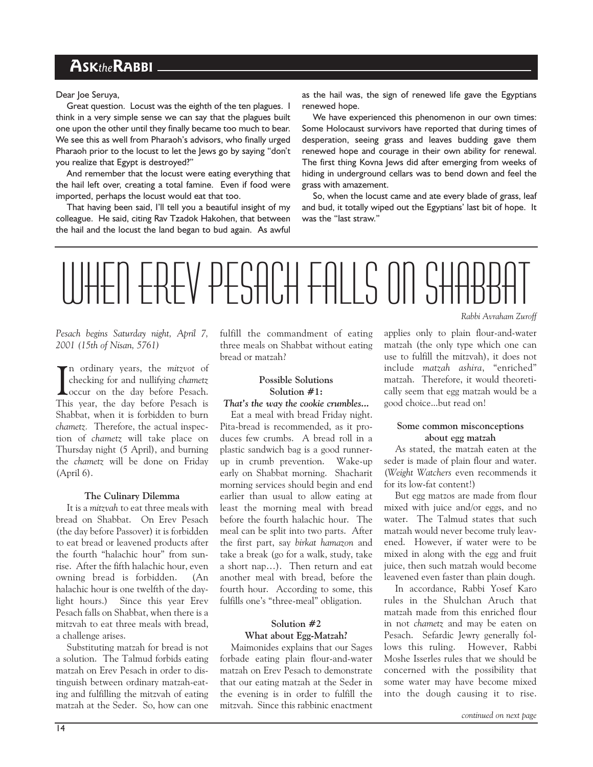## ASK*the*RABBI

Dear Joe Seruya,

Great question. Locust was the eighth of the ten plagues. I think in a very simple sense we can say that the plagues built one upon the other until they finally became too much to bear. We see this as well from Pharaoh's advisors, who finally urged Pharaoh prior to the locust to let the Jews go by saying "don't you realize that Egypt is destroyed?"

And remember that the locust were eating everything that the hail left over, creating a total famine. Even if food were imported, perhaps the locust would eat that too.

That having been said, I'll tell you a beautiful insight of my colleague. He said, citing Rav Tzadok Hakohen, that between the hail and the locust the land began to bud again. As awful as the hail was, the sign of renewed life gave the Egyptians renewed hope.

We have experienced this phenomenon in our own times: Some Holocaust survivors have reported that during times of desperation, seeing grass and leaves budding gave them renewed hope and courage in their own ability for renewal. The first thing Kovna Jews did after emerging from weeks of hiding in underground cellars was to bend down and feel the grass with amazement.

So, when the locust came and ate every blade of grass, leaf and bud, it totally wiped out the Egyptians' last bit of hope. It was the "last straw."

# WHEN EREV PESACH FALLS ON SHABBAT

*Rabbi Avraham Zuroff*

*Pesach begins Saturday night, April 7, 2001 (15th of Nisan, 5761)*

In ordinary years, the *mitzvot* of checking for and nullifying *chametz* occur on the day before Pesach. This year, the day before Pesach is Shabbat, when it is forbidden to burn *chametz*. Therefore, the actual inspection of *chametz* will take place on Thursday night (5 April), and burning the *chametz* will be done on Friday (April 6).

### The Culinary Dilemma

It is a *mitzvah* to eat three meals with bread on Shabbat. On Erev Pesach (the day before Passover) it is forbidden to eat bread or leavened products after the fourth "halachic hour" from sunrise. After the fifth halachic hour, even owning bread is forbidden. (An halachic hour is one twelfth of the daylight hours.) Since this year Erev Pesach falls on Shabbat, when there is a mitzvah to eat three meals with bread, a challenge arises.

Substituting matzah for bread is not a solution. The Talmud forbids eating matzah on Erev Pesach in order to distinguish between ordinary matzah-eating and fulfilling the mitzvah of eating matzah at the Seder. So, how can one fulfill the commandment of eating three meals on Shabbat without eating bread or matzah?

### Possible Solutions
### Solution #1:
#### *That's the way the cookie crumbles...*

Eat a meal with bread Friday night. Pita-bread is recommended, as it produces few crumbs. A bread roll in a plastic sandwich bag is a good runner-up in crumb prevention. Wake-up early on Shabbat morning. Shacharit morning services should begin and end earlier than usual to allow eating at least the morning meal with bread before the fourth halachic hour. The meal can be split into two parts. After the first part, say *birkat hamazon* and take a break (go for a walk, study, take a short nap…). Then return and eat another meal with bread, before the fourth hour. According to some, this fulfills one's "three-meal" obligation.

### Solution #2
### What about Egg-Matzah?

Maimonides explains that our Sages forbade eating plain flour-and-water matzah on Erev Pesach to demonstrate that our eating matzah at the Seder in the evening is in order to fulfill the mitzvah. Since this rabbinic enactment applies only to plain flour-and-water matzah (the only type which one can use to fulfill the mitzvah), it does not include *matzah ashira*, "enriched" matzah. Therefore, it would theoretically seem that egg matzah would be a good choice...but read on!

### Some common misconceptions about egg matzah

As stated, the matzah eaten at the seder is made of plain flour and water. (*Weight Watchers* even recommends it for its low-fat content!)

But egg matzos are made from flour mixed with juice and/or eggs, and no water. The Talmud states that such matzah would never become truly leavened. However, if water were to be mixed in along with the egg and fruit juice, then such matzah would become leavened even faster than plain dough.

In accordance, Rabbi Yosef Karo rules in the Shulchan Aruch that matzah made from this enriched flour in not *chametz* and may be eaten on Pesach. Sefardic Jewry generally follows this ruling. However, Rabbi Moshe Isserles rules that we should be concerned with the possibility that some water may have become mixed into the dough causing it to rise.

*continued on next page*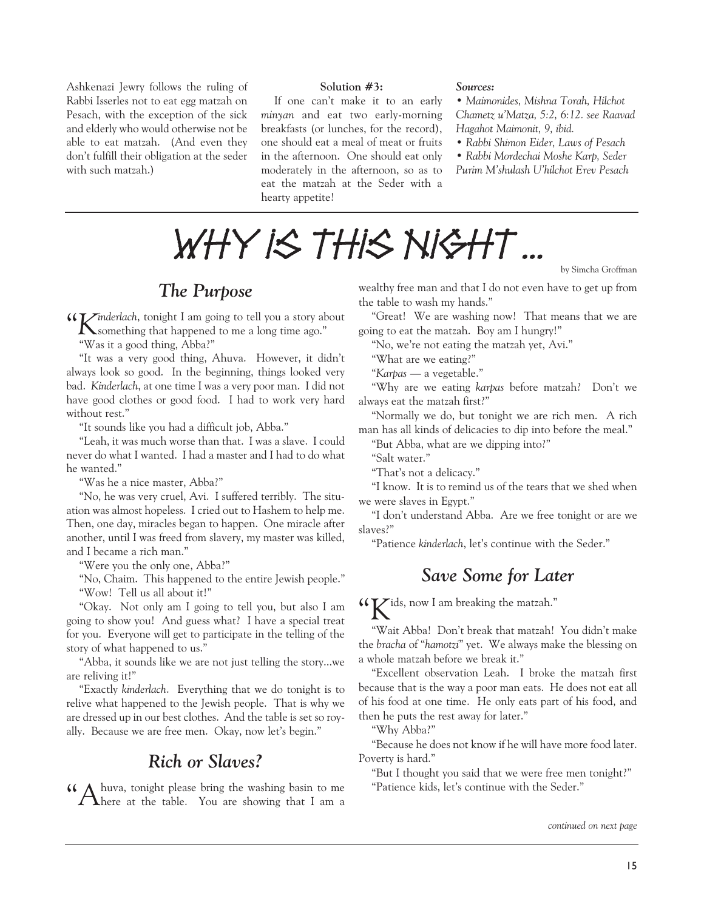Ashkenazi Jewry follows the ruling of Rabbi Isserles not to eat egg matzah on Pesach, with the exception of the sick and elderly who would otherwise not be able to eat matzah. (And even they don't fulfill their obligation at the seder with such matzah.)

**Solution #3:**

If one can't make it to an early *minyan* and eat two early-morning breakfasts (or lunches, for the record), one should eat a meal of meat or fruits in the afternoon. One should eat only moderately in the afternoon, so as to eat the matzah at the Seder with a hearty appetite!

***Sources:***

- *Maimonides, Mishna Torah, Hilchot Chametz u'Matza, 5:2, 6:12. see Raavad Hagahot Maimonit, 9, ibid.*
- *Rabbi Shimon Eider, Laws of Pesach*
- *Rabbi Mordechai Moshe Karp, Seder Purim M'shulash U'hilchot Erev Pesach*

# WHY IS THIS NIGHT ...

by Simcha Groffman

## *The Purpose*

"*Kinderlach*, tonight I am going to tell you a story about something that happened to me a long time ago."

"Was it a good thing, Abba?"

"It was a very good thing, Ahuva. However, it didn't always look so good. In the beginning, things looked very bad. *Kinderlach*, at one time I was a very poor man. I did not have good clothes or good food. I had to work very hard without rest."

"It sounds like you had a difficult job, Abba."

"Leah, it was much worse than that. I was a slave. I could never do what I wanted. I had a master and I had to do what he wanted."

"Was he a nice master, Abba?"

"No, he was very cruel, Avi. I suffered terribly. The situation was almost hopeless. I cried out to Hashem to help me. Then, one day, miracles began to happen. One miracle after another, until I was freed from slavery, my master was killed, and I became a rich man."

"Were you the only one, Abba?"

"No, Chaim. This happened to the entire Jewish people."

"Wow! Tell us all about it!"

"Okay. Not only am I going to tell you, but also I am going to show you! And guess what? I have a special treat for you. Everyone will get to participate in the telling of the story of what happened to us."

"Abba, it sounds like we are not just telling the story...we are reliving it!"

"Exactly *kinderlach*. Everything that we do tonight is to relive what happened to the Jewish people. That is why we are dressed up in our best clothes. And the table is set so royally. Because we are free men. Okay, now let's begin."

## *Rich or Slaves?*

"Ahuva, tonight please bring the washing basin to me here at the table. You are showing that I am a wealthy free man and that I do not even have to get up from the table to wash my hands."

"Great! We are washing now! That means that we are going to eat the matzah. Boy am I hungry!"

"No, we're not eating the matzah yet, Avi."

"What are we eating?"

"*Karpas* — a vegetable."

"Why are we eating *karpas* before matzah? Don't we always eat the matzah first?"

"Normally we do, but tonight we are rich men. A rich man has all kinds of delicacies to dip into before the meal."

"But Abba, what are we dipping into?"

"Salt water."

"That's not a delicacy."

"I know. It is to remind us of the tears that we shed when we were slaves in Egypt."

"I don't understand Abba. Are we free tonight or are we slaves?"

"Patience *kinderlach*, let's continue with the Seder."

## *Save Some for Later*

"Kids, now I am breaking the matzah."

"Wait Abba! Don't break that matzah! You didn't make the *bracha* of "*hamotzi*" yet. We always make the blessing on a whole matzah before we break it."

"Excellent observation Leah. I broke the matzah first because that is the way a poor man eats. He does not eat all of his food at one time. He only eats part of his food, and then he puts the rest away for later."

"Why Abba?"

"Because he does not know if he will have more food later. Poverty is hard."

"But I thought you said that we were free men tonight?"

"Patience kids, let's continue with the Seder."

*continued on next page*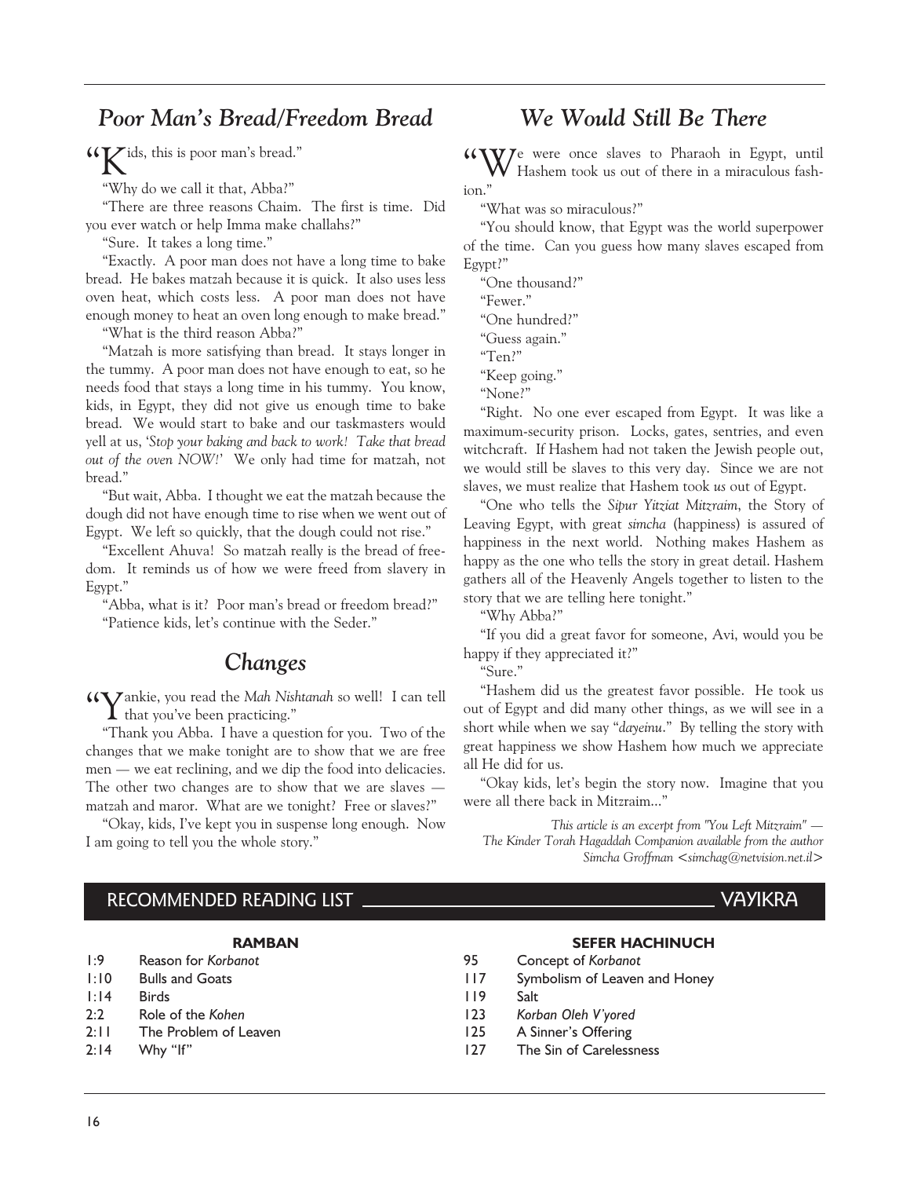## *Poor Man's Bread/Freedom Bread*

"Kids, this is poor man's bread."

"Why do we call it that, Abba?"

"There are three reasons Chaim. The first is time. Did you ever watch or help Imma make challahs?"

"Sure. It takes a long time."

"Exactly. A poor man does not have a long time to bake bread. He bakes matzah because it is quick. It also uses less oven heat, which costs less. A poor man does not have enough money to heat an oven long enough to make bread."

"What is the third reason Abba?"

"Matzah is more satisfying than bread. It stays longer in the tummy. A poor man does not have enough to eat, so he needs food that stays a long time in his tummy. You know, kids, in Egypt, they did not give us enough time to bake bread. We would start to bake and our taskmasters would yell at us, '*Stop your baking and back to work! Take that bread out of the oven NOW!*' We only had time for matzah, not bread."

"But wait, Abba. I thought we eat the matzah because the dough did not have enough time to rise when we went out of Egypt. We left so quickly, that the dough could not rise."

"Excellent Ahuva! So matzah really is the bread of freedom. It reminds us of how we were freed from slavery in Egypt."

"Abba, what is it? Poor man's bread or freedom bread?"

"Patience kids, let's continue with the Seder."

## *Changes*

"Yankie, you read the *Mah Nishtanah* so well! I can tell that you've been practicing."

"Thank you Abba. I have a question for you. Two of the changes that we make tonight are to show that we are free men — we eat reclining, and we dip the food into delicacies. The other two changes are to show that we are slaves — matzah and maror. What are we tonight? Free or slaves?"

"Okay, kids, I've kept you in suspense long enough. Now I am going to tell you the whole story."

## *We Would Still Be There*

"We were once slaves to Pharaoh in Egypt, until Hashem took us out of there in a miraculous fashion."

"What was so miraculous?"

"You should know, that Egypt was the world superpower of the time. Can you guess how many slaves escaped from Egypt?"

"One thousand?"

"Fewer."

"One hundred?"

"Guess again."

"Ten?"

"Keep going."

"None?"

"Right. No one ever escaped from Egypt. It was like a maximum-security prison. Locks, gates, sentries, and even witchcraft. If Hashem had not taken the Jewish people out, we would still be slaves to this very day. Since we are not slaves, we must realize that Hashem took *us* out of Egypt.

"One who tells the *Sipur Yitziat Mitzraim*, the Story of Leaving Egypt, with great *simcha* (happiness) is assured of happiness in the next world. Nothing makes Hashem as happy as the one who tells the story in great detail. Hashem gathers all of the Heavenly Angels together to listen to the story that we are telling here tonight."

"Why Abba?"

"If you did a great favor for someone, Avi, would you be happy if they appreciated it?"

"Sure."

"Hashem did us the greatest favor possible. He took us out of Egypt and did many other things, as we will see in a short while when we say "*dayeinu*." By telling the story with great happiness we show Hashem how much we appreciate all He did for us.

"Okay kids, let's begin the story now. Imagine that you were all there back in Mitzraim..."

*This article is an excerpt from "You Left Mitzraim" — The Kinder Torah Hagaddah Companion available from the author Simcha Groffman <simchag@netvision.net.il>*

## RECOMMENDED READING LIST — VAYIKRA

**RAMBAN**

| | |
|---|---|
| 1:9 | Reason for *Korbanot* |
| 1:10 | Bulls and Goats |
| 1:14 | Birds |
| 2:2 | Role of the *Kohen* |
| 2:11 | The Problem of Leaven |
| 2:14 | Why "If" |

**SEFER HACHINUCH**

| | |
|---|---|
| 95 | Concept of *Korbanot* |
| 117 | Symbolism of Leaven and Honey |
| 119 | Salt |
| 123 | *Korban Oleh V'yored* |
| 125 | A Sinner's Offering |
| 127 | The Sin of Carelessness |